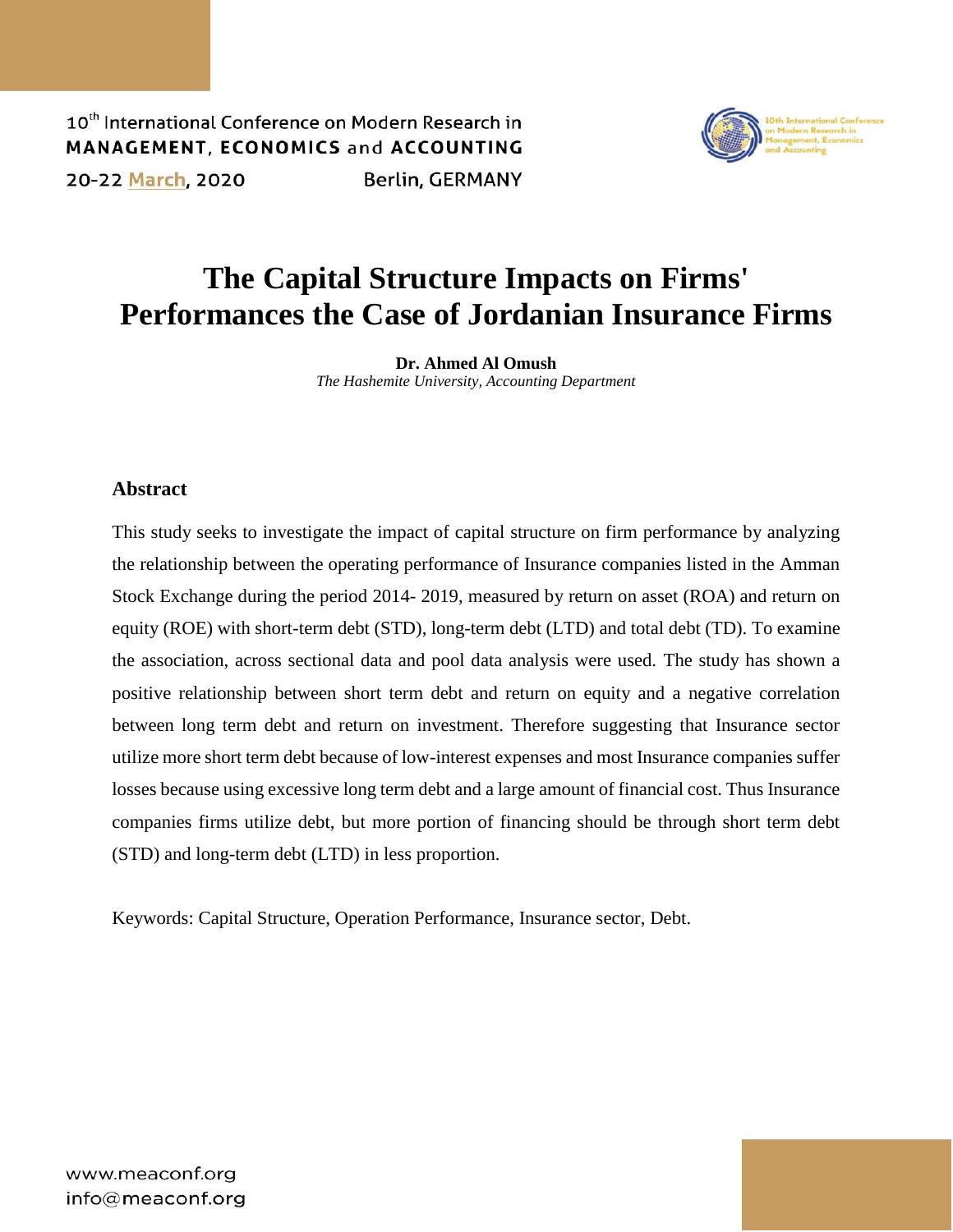# The Capital Structure Impacts on Firms' Performances the Case of Jordanian Insurance Firms

**Dr. Ahmed Al Omush**

*The Hashemite University, Accounting Department*

## Abstract

This study seeks to investigate the impact of capital structure on firm performance by analyzing the relationship between the operating performance of Insurance companies listed in the Amman Stock Exchange during the period 2014- 2019, measured by return on asset (ROA) and return on equity (ROE) with short-term debt (STD), long-term debt (LTD) and total debt (TD). To examine the association, across sectional data and pool data analysis were used. The study has shown a positive relationship between short term debt and return on equity and a negative correlation between long term debt and return on investment. Therefore suggesting that Insurance sector utilize more short term debt because of low-interest expenses and most Insurance companies suffer losses because using excessive long term debt and a large amount of financial cost. Thus Insurance companies firms utilize debt, but more portion of financing should be through short term debt (STD) and long-term debt (LTD) in less proportion.

Keywords: Capital Structure, Operation Performance, Insurance sector, Debt.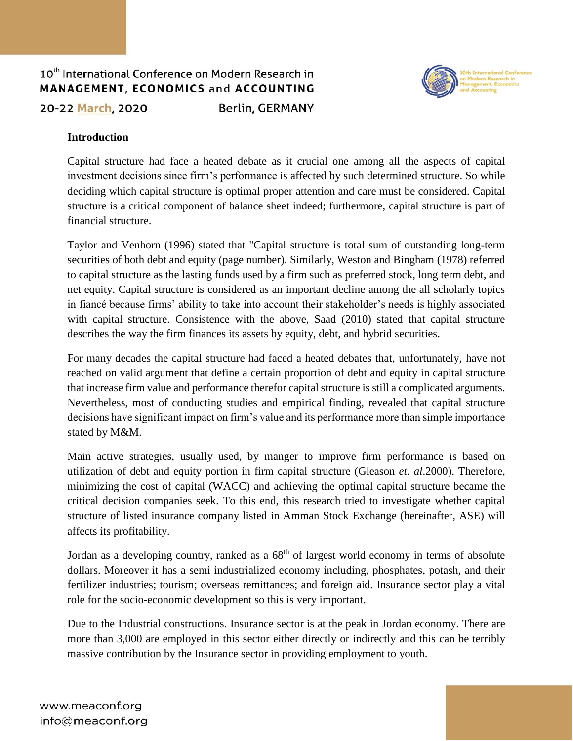## Introduction

Capital structure had face a heated debate as it crucial one among all the aspects of capital investment decisions since firm's performance is affected by such determined structure. So while deciding which capital structure is optimal proper attention and care must be considered. Capital structure is a critical component of balance sheet indeed; furthermore, capital structure is part of financial structure.

Taylor and Venhorn (1996) stated that "Capital structure is total sum of outstanding long-term securities of both debt and equity (page number). Similarly, Weston and Bingham (1978) referred to capital structure as the lasting funds used by a firm such as preferred stock, long term debt, and net equity. Capital structure is considered as an important decline among the all scholarly topics in fiancé because firms' ability to take into account their stakeholder's needs is highly associated with capital structure. Consistence with the above, Saad (2010) stated that capital structure describes the way the firm finances its assets by equity, debt, and hybrid securities.

For many decades the capital structure had faced a heated debates that, unfortunately, have not reached on valid argument that define a certain proportion of debt and equity in capital structure that increase firm value and performance therefor capital structure is still a complicated arguments. Nevertheless, most of conducting studies and empirical finding, revealed that capital structure decisions have significant impact on firm's value and its performance more than simple importance stated by M&M.

Main active strategies, usually used, by manger to improve firm performance is based on utilization of debt and equity portion in firm capital structure (Gleason *et. al*.2000). Therefore, minimizing the cost of capital (WACC) and achieving the optimal capital structure became the critical decision companies seek. To this end, this research tried to investigate whether capital structure of listed insurance company listed in Amman Stock Exchange (hereinafter, ASE) will affects its profitability.

Jordan as a developing country, ranked as a 68th of largest world economy in terms of absolute dollars. Moreover it has a semi industrialized economy including, phosphates, potash, and their fertilizer industries; tourism; overseas remittances; and foreign aid. Insurance sector play a vital role for the socio-economic development so this is very important.

Due to the Industrial constructions. Insurance sector is at the peak in Jordan economy. There are more than 3,000 are employed in this sector either directly or indirectly and this can be terribly massive contribution by the Insurance sector in providing employment to youth.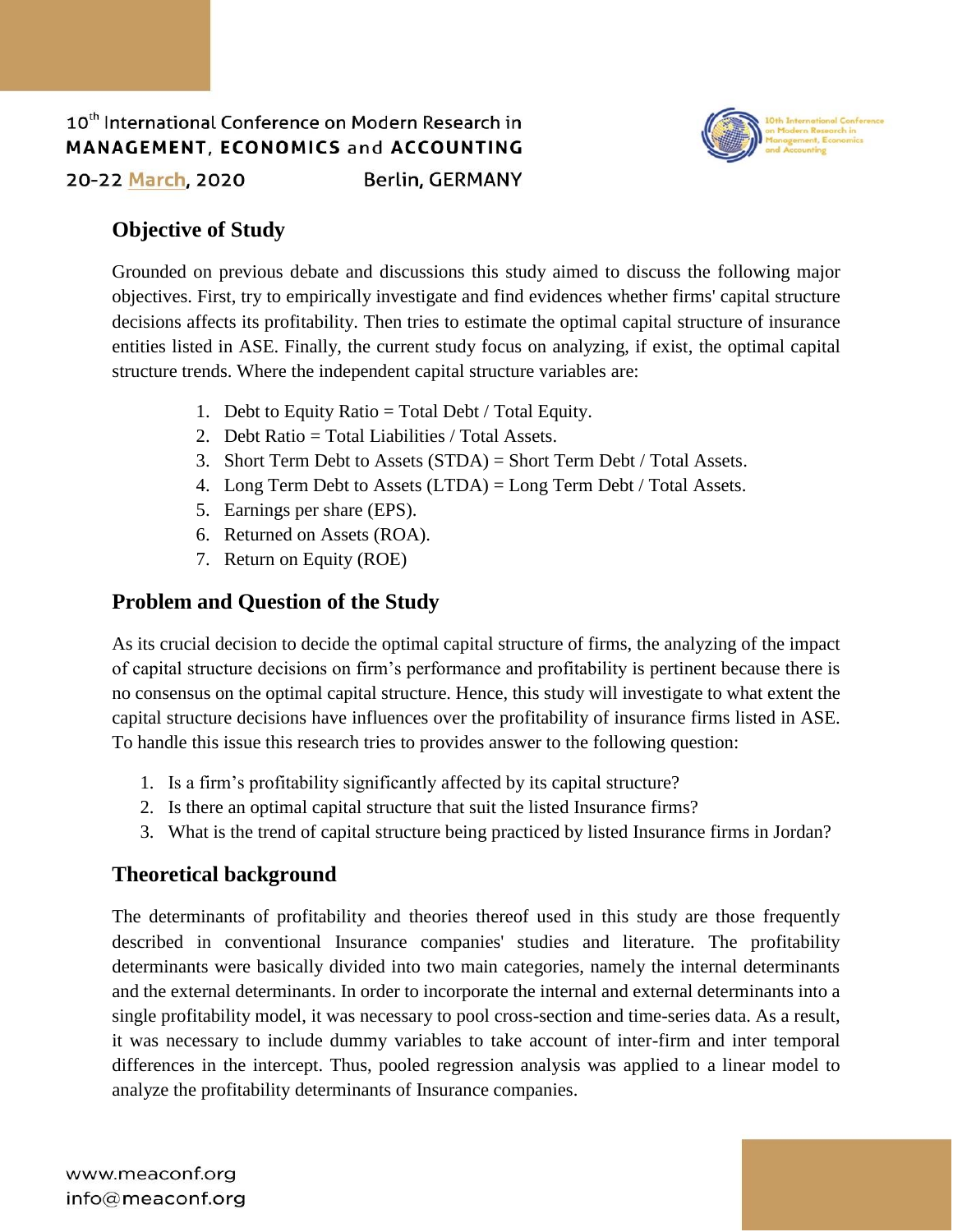## Objective of Study

Grounded on previous debate and discussions this study aimed to discuss the following major objectives. First, try to empirically investigate and find evidences whether firms' capital structure decisions affects its profitability. Then tries to estimate the optimal capital structure of insurance entities listed in ASE. Finally, the current study focus on analyzing, if exist, the optimal capital structure trends. Where the independent capital structure variables are:

1. Debt to Equity Ratio = Total Debt / Total Equity.
2. Debt Ratio = Total Liabilities / Total Assets.
3. Short Term Debt to Assets (STDA) = Short Term Debt / Total Assets.
4. Long Term Debt to Assets (LTDA) = Long Term Debt / Total Assets.
5. Earnings per share (EPS).
6. Returned on Assets (ROA).
7. Return on Equity (ROE)

## Problem and Question of the Study

As its crucial decision to decide the optimal capital structure of firms, the analyzing of the impact of capital structure decisions on firm's performance and profitability is pertinent because there is no consensus on the optimal capital structure. Hence, this study will investigate to what extent the capital structure decisions have influences over the profitability of insurance firms listed in ASE. To handle this issue this research tries to provides answer to the following question:

1. Is a firm's profitability significantly affected by its capital structure?
2. Is there an optimal capital structure that suit the listed Insurance firms?
3. What is the trend of capital structure being practiced by listed Insurance firms in Jordan?

## Theoretical background

The determinants of profitability and theories thereof used in this study are those frequently described in conventional Insurance companies' studies and literature. The profitability determinants were basically divided into two main categories, namely the internal determinants and the external determinants. In order to incorporate the internal and external determinants into a single profitability model, it was necessary to pool cross-section and time-series data. As a result, it was necessary to include dummy variables to take account of inter-firm and inter temporal differences in the intercept. Thus, pooled regression analysis was applied to a linear model to analyze the profitability determinants of Insurance companies.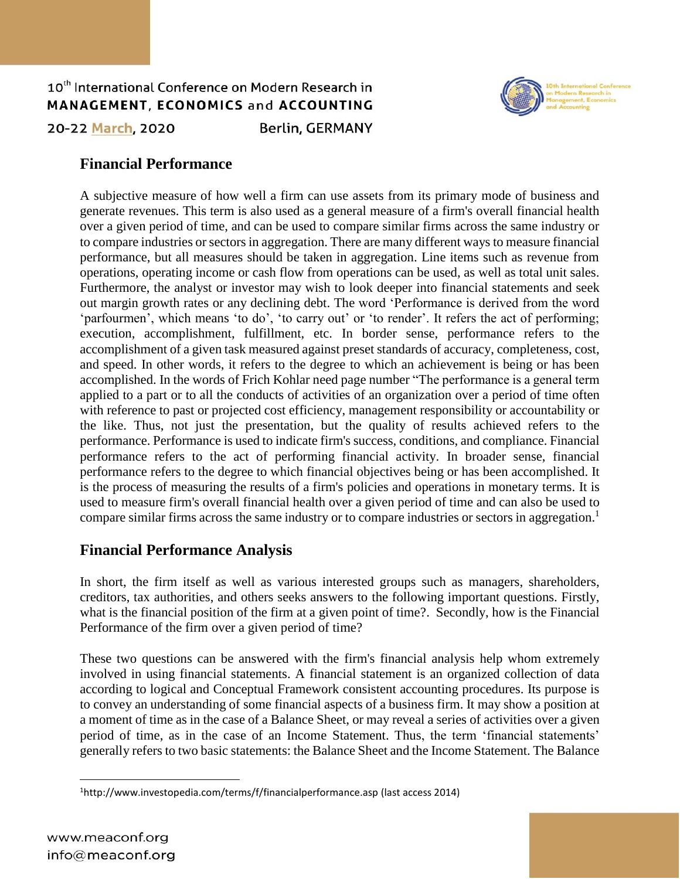## Financial Performance

A subjective measure of how well a firm can use assets from its primary mode of business and generate revenues. This term is also used as a general measure of a firm's overall financial health over a given period of time, and can be used to compare similar firms across the same industry or to compare industries or sectors in aggregation. There are many different ways to measure financial performance, but all measures should be taken in aggregation. Line items such as revenue from operations, operating income or cash flow from operations can be used, as well as total unit sales. Furthermore, the analyst or investor may wish to look deeper into financial statements and seek out margin growth rates or any declining debt. The word 'Performance is derived from the word 'parfourmen', which means 'to do', 'to carry out' or 'to render'. It refers the act of performing; execution, accomplishment, fulfillment, etc. In border sense, performance refers to the accomplishment of a given task measured against preset standards of accuracy, completeness, cost, and speed. In other words, it refers to the degree to which an achievement is being or has been accomplished. In the words of Frich Kohlar need page number "The performance is a general term applied to a part or to all the conducts of activities of an organization over a period of time often with reference to past or projected cost efficiency, management responsibility or accountability or the like. Thus, not just the presentation, but the quality of results achieved refers to the performance. Performance is used to indicate firm's success, conditions, and compliance. Financial performance refers to the act of performing financial activity. In broader sense, financial performance refers to the degree to which financial objectives being or has been accomplished. It is the process of measuring the results of a firm's policies and operations in monetary terms. It is used to measure firm's overall financial health over a given period of time and can also be used to compare similar firms across the same industry or to compare industries or sectors in aggregation.[1]

## Financial Performance Analysis

In short, the firm itself as well as various interested groups such as managers, shareholders, creditors, tax authorities, and others seeks answers to the following important questions. Firstly, what is the financial position of the firm at a given point of time?. Secondly, how is the Financial Performance of the firm over a given period of time?

These two questions can be answered with the firm's financial analysis help whom extremely involved in using financial statements. A financial statement is an organized collection of data according to logical and Conceptual Framework consistent accounting procedures. Its purpose is to convey an understanding of some financial aspects of a business firm. It may show a position at a moment of time as in the case of a Balance Sheet, or may reveal a series of activities over a given period of time, as in the case of an Income Statement. Thus, the term 'financial statements' generally refers to two basic statements: the Balance Sheet and the Income Statement. The Balance

[1]http://www.investopedia.com/terms/f/financialperformance.asp (last access 2014)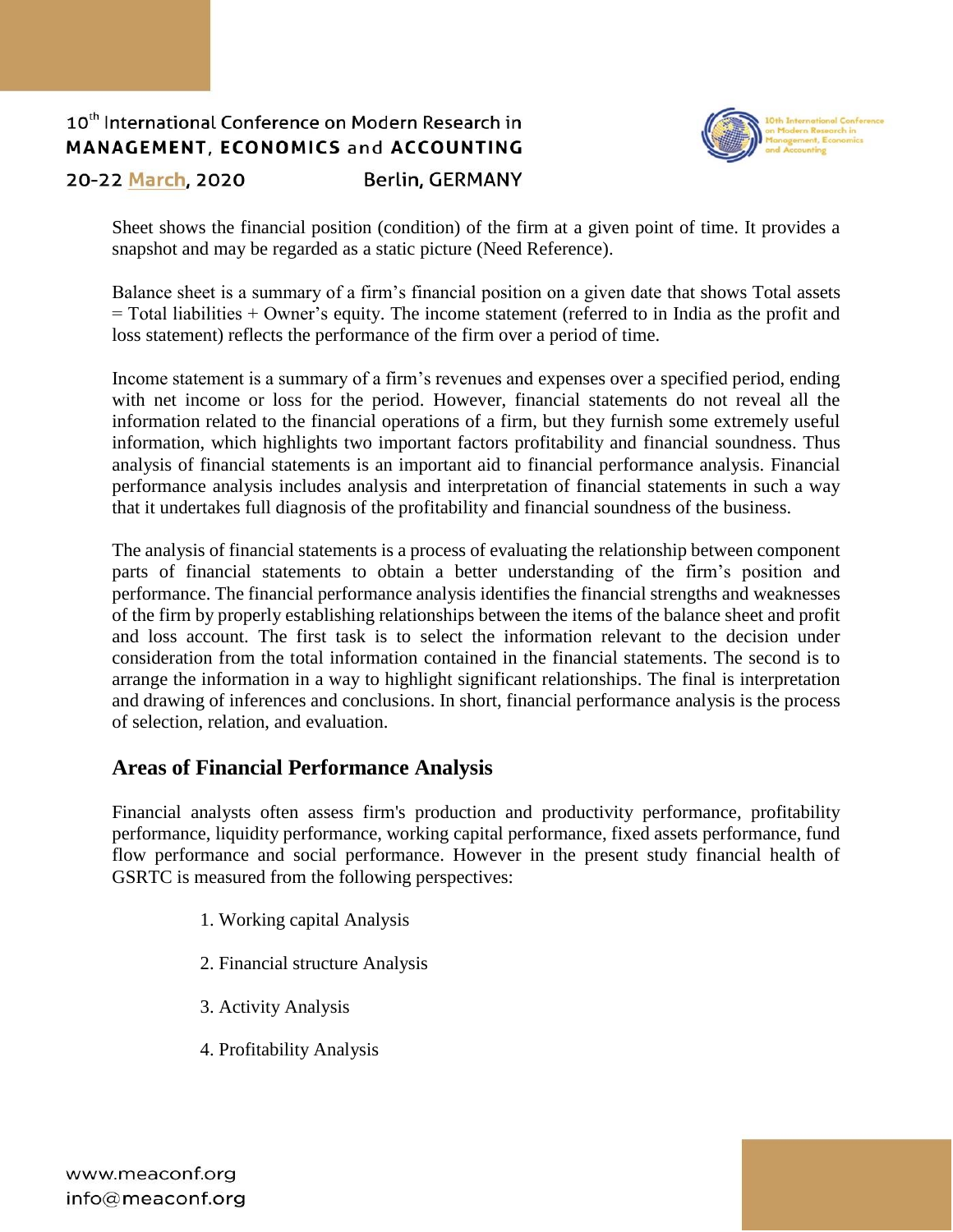Sheet shows the financial position (condition) of the firm at a given point of time. It provides a snapshot and may be regarded as a static picture (Need Reference).

Balance sheet is a summary of a firm's financial position on a given date that shows Total assets = Total liabilities + Owner's equity. The income statement (referred to in India as the profit and loss statement) reflects the performance of the firm over a period of time.

Income statement is a summary of a firm's revenues and expenses over a specified period, ending with net income or loss for the period. However, financial statements do not reveal all the information related to the financial operations of a firm, but they furnish some extremely useful information, which highlights two important factors profitability and financial soundness. Thus analysis of financial statements is an important aid to financial performance analysis. Financial performance analysis includes analysis and interpretation of financial statements in such a way that it undertakes full diagnosis of the profitability and financial soundness of the business.

The analysis of financial statements is a process of evaluating the relationship between component parts of financial statements to obtain a better understanding of the firm's position and performance. The financial performance analysis identifies the financial strengths and weaknesses of the firm by properly establishing relationships between the items of the balance sheet and profit and loss account. The first task is to select the information relevant to the decision under consideration from the total information contained in the financial statements. The second is to arrange the information in a way to highlight significant relationships. The final is interpretation and drawing of inferences and conclusions. In short, financial performance analysis is the process of selection, relation, and evaluation.

## Areas of Financial Performance Analysis

Financial analysts often assess firm's production and productivity performance, profitability performance, liquidity performance, working capital performance, fixed assets performance, fund flow performance and social performance. However in the present study financial health of GSRTC is measured from the following perspectives:

1. Working capital Analysis
2. Financial structure Analysis
3. Activity Analysis
4. Profitability Analysis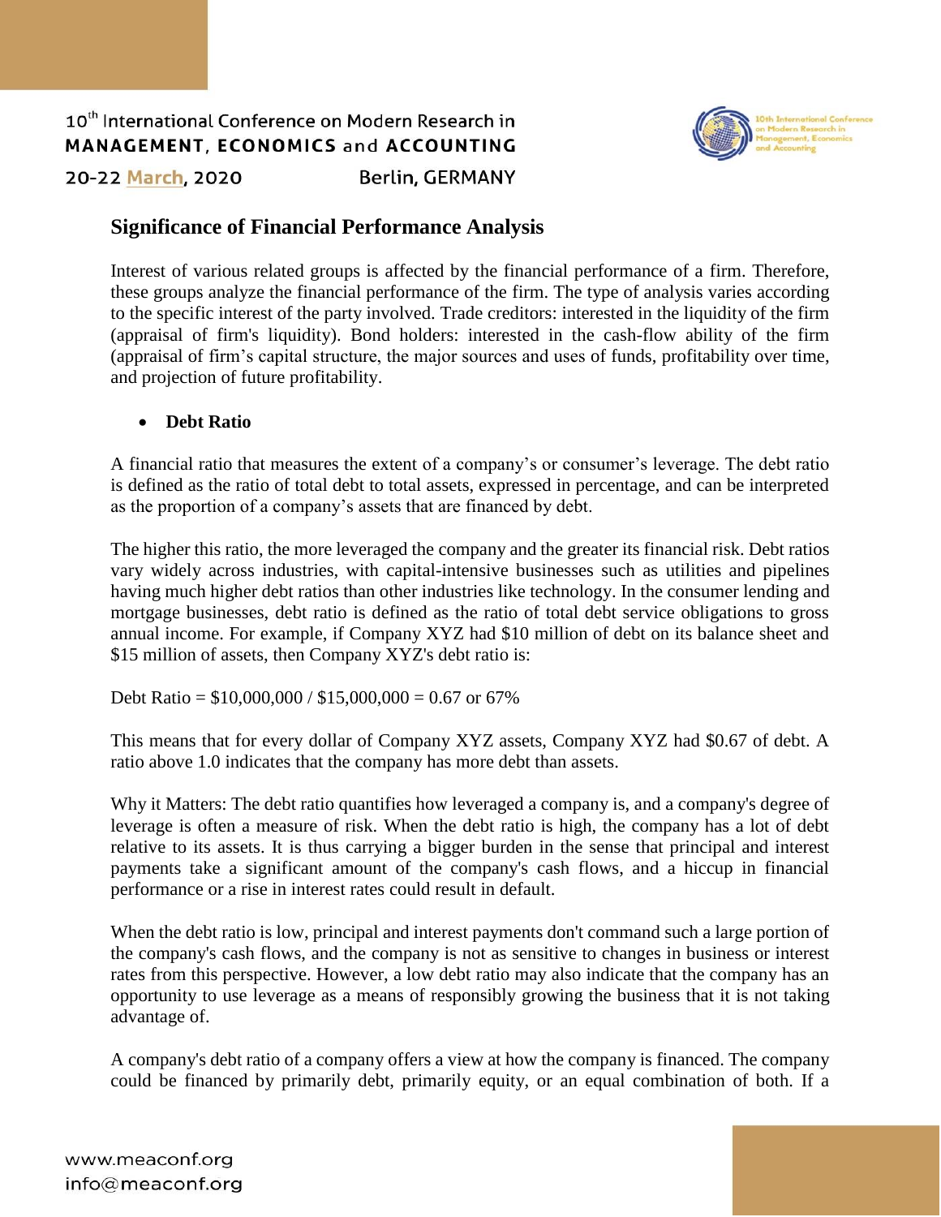## Significance of Financial Performance Analysis

Interest of various related groups is affected by the financial performance of a firm. Therefore, these groups analyze the financial performance of the firm. The type of analysis varies according to the specific interest of the party involved. Trade creditors: interested in the liquidity of the firm (appraisal of firm's liquidity). Bond holders: interested in the cash-flow ability of the firm (appraisal of firm's capital structure, the major sources and uses of funds, profitability over time, and projection of future profitability.

- **Debt Ratio**

A financial ratio that measures the extent of a company's or consumer's leverage. The debt ratio is defined as the ratio of total debt to total assets, expressed in percentage, and can be interpreted as the proportion of a company's assets that are financed by debt.

The higher this ratio, the more leveraged the company and the greater its financial risk. Debt ratios vary widely across industries, with capital-intensive businesses such as utilities and pipelines having much higher debt ratios than other industries like technology. In the consumer lending and mortgage businesses, debt ratio is defined as the ratio of total debt service obligations to gross annual income. For example, if Company XYZ had $10 million of debt on its balance sheet and $15 million of assets, then Company XYZ's debt ratio is:

Debt Ratio = $10,000,000 / $15,000,000 = 0.67 or 67%

This means that for every dollar of Company XYZ assets, Company XYZ had $0.67 of debt. A ratio above 1.0 indicates that the company has more debt than assets.

Why it Matters: The debt ratio quantifies how leveraged a company is, and a company's degree of leverage is often a measure of risk. When the debt ratio is high, the company has a lot of debt relative to its assets. It is thus carrying a bigger burden in the sense that principal and interest payments take a significant amount of the company's cash flows, and a hiccup in financial performance or a rise in interest rates could result in default.

When the debt ratio is low, principal and interest payments don't command such a large portion of the company's cash flows, and the company is not as sensitive to changes in business or interest rates from this perspective. However, a low debt ratio may also indicate that the company has an opportunity to use leverage as a means of responsibly growing the business that it is not taking advantage of.

A company's debt ratio of a company offers a view at how the company is financed. The company could be financed by primarily debt, primarily equity, or an equal combination of both. If a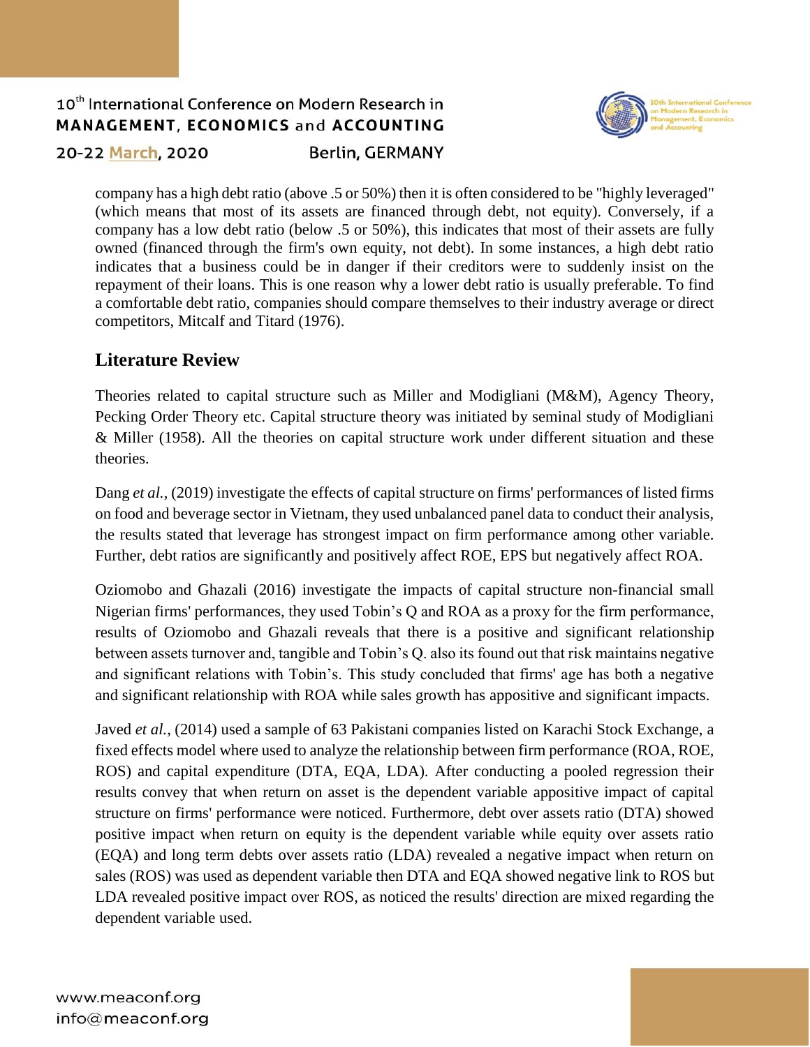company has a high debt ratio (above .5 or 50%) then it is often considered to be "highly leveraged" (which means that most of its assets are financed through debt, not equity). Conversely, if a company has a low debt ratio (below .5 or 50%), this indicates that most of their assets are fully owned (financed through the firm's own equity, not debt). In some instances, a high debt ratio indicates that a business could be in danger if their creditors were to suddenly insist on the repayment of their loans. This is one reason why a lower debt ratio is usually preferable. To find a comfortable debt ratio, companies should compare themselves to their industry average or direct competitors, Mitcalf and Titard (1976).

## Literature Review

Theories related to capital structure such as Miller and Modigliani (M&M), Agency Theory, Pecking Order Theory etc. Capital structure theory was initiated by seminal study of Modigliani & Miller (1958). All the theories on capital structure work under different situation and these theories.

Dang *et al.,* (2019) investigate the effects of capital structure on firms' performances of listed firms on food and beverage sector in Vietnam, they used unbalanced panel data to conduct their analysis, the results stated that leverage has strongest impact on firm performance among other variable. Further, debt ratios are significantly and positively affect ROE, EPS but negatively affect ROA.

Oziomobo and Ghazali (2016) investigate the impacts of capital structure non-financial small Nigerian firms' performances, they used Tobin's Q and ROA as a proxy for the firm performance, results of Oziomobo and Ghazali reveals that there is a positive and significant relationship between assets turnover and, tangible and Tobin's Q. also its found out that risk maintains negative and significant relations with Tobin's. This study concluded that firms' age has both a negative and significant relationship with ROA while sales growth has appositive and significant impacts.

Javed *et al.,* (2014) used a sample of 63 Pakistani companies listed on Karachi Stock Exchange, a fixed effects model where used to analyze the relationship between firm performance (ROA, ROE, ROS) and capital expenditure (DTA, EQA, LDA). After conducting a pooled regression their results convey that when return on asset is the dependent variable appositive impact of capital structure on firms' performance were noticed. Furthermore, debt over assets ratio (DTA) showed positive impact when return on equity is the dependent variable while equity over assets ratio (EQA) and long term debts over assets ratio (LDA) revealed a negative impact when return on sales (ROS) was used as dependent variable then DTA and EQA showed negative link to ROS but LDA revealed positive impact over ROS, as noticed the results' direction are mixed regarding the dependent variable used.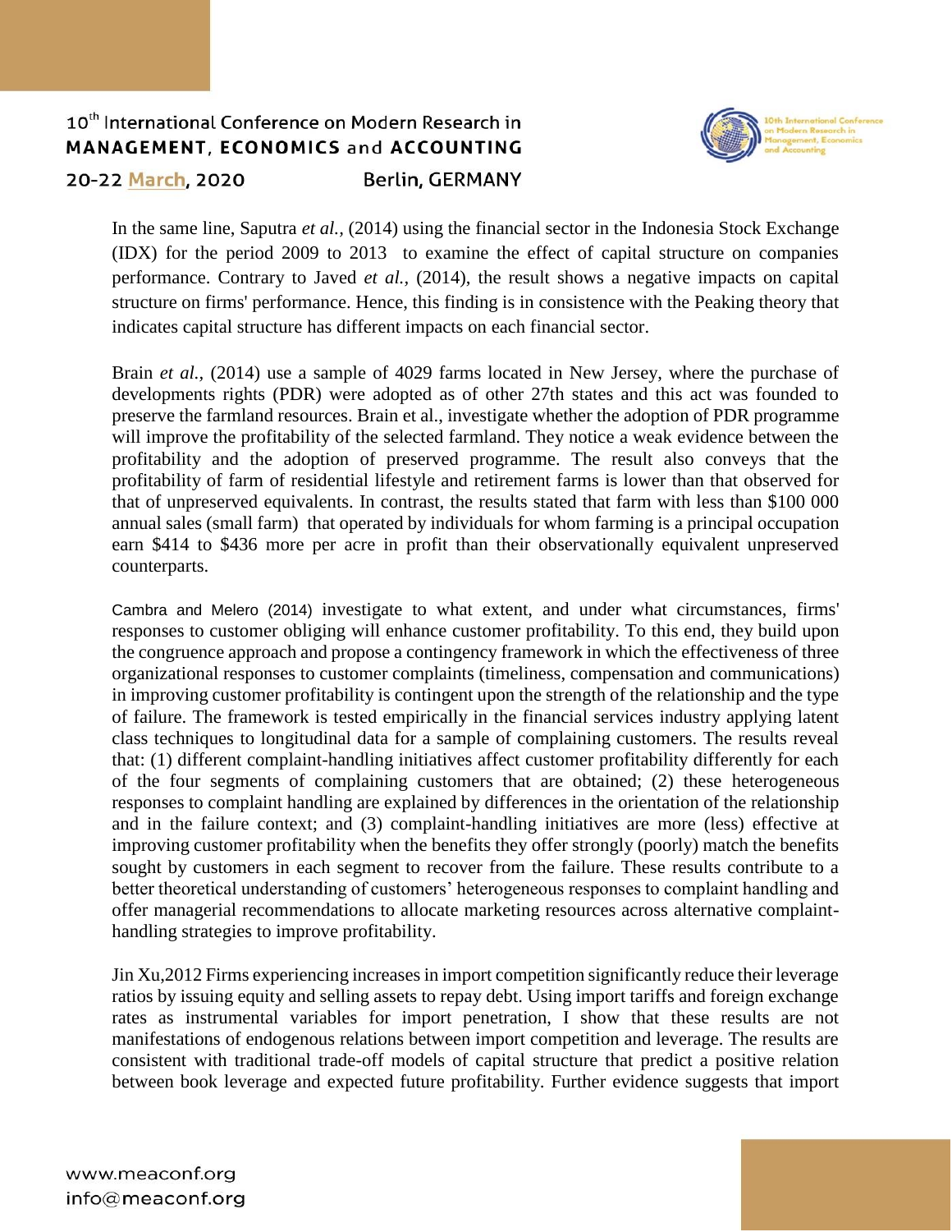In the same line, Saputra *et al.,* (2014) using the financial sector in the Indonesia Stock Exchange (IDX) for the period 2009 to 2013 to examine the effect of capital structure on companies performance. Contrary to Javed *et al.,* (2014), the result shows a negative impacts on capital structure on firms' performance. Hence, this finding is in consistence with the Peaking theory that indicates capital structure has different impacts on each financial sector.

Brain *et al.,* (2014) use a sample of 4029 farms located in New Jersey, where the purchase of developments rights (PDR) were adopted as of other 27th states and this act was founded to preserve the farmland resources. Brain et al., investigate whether the adoption of PDR programme will improve the profitability of the selected farmland. They notice a weak evidence between the profitability and the adoption of preserved programme. The result also conveys that the profitability of farm of residential lifestyle and retirement farms is lower than that observed for that of unpreserved equivalents. In contrast, the results stated that farm with less than \$100 000 annual sales (small farm) that operated by individuals for whom farming is a principal occupation earn \$414 to \$436 more per acre in profit than their observationally equivalent unpreserved counterparts.

Cambra and Melero (2014) investigate to what extent, and under what circumstances, firms' responses to customer obliging will enhance customer profitability. To this end, they build upon the congruence approach and propose a contingency framework in which the effectiveness of three organizational responses to customer complaints (timeliness, compensation and communications) in improving customer profitability is contingent upon the strength of the relationship and the type of failure. The framework is tested empirically in the financial services industry applying latent class techniques to longitudinal data for a sample of complaining customers. The results reveal that: (1) different complaint-handling initiatives affect customer profitability differently for each of the four segments of complaining customers that are obtained; (2) these heterogeneous responses to complaint handling are explained by differences in the orientation of the relationship and in the failure context; and (3) complaint-handling initiatives are more (less) effective at improving customer profitability when the benefits they offer strongly (poorly) match the benefits sought by customers in each segment to recover from the failure. These results contribute to a better theoretical understanding of customers' heterogeneous responses to complaint handling and offer managerial recommendations to allocate marketing resources across alternative complaint-handling strategies to improve profitability.

Jin Xu,2012 Firms experiencing increases in import competition significantly reduce their leverage ratios by issuing equity and selling assets to repay debt. Using import tariffs and foreign exchange rates as instrumental variables for import penetration, I show that these results are not manifestations of endogenous relations between import competition and leverage. The results are consistent with traditional trade-off models of capital structure that predict a positive relation between book leverage and expected future profitability. Further evidence suggests that import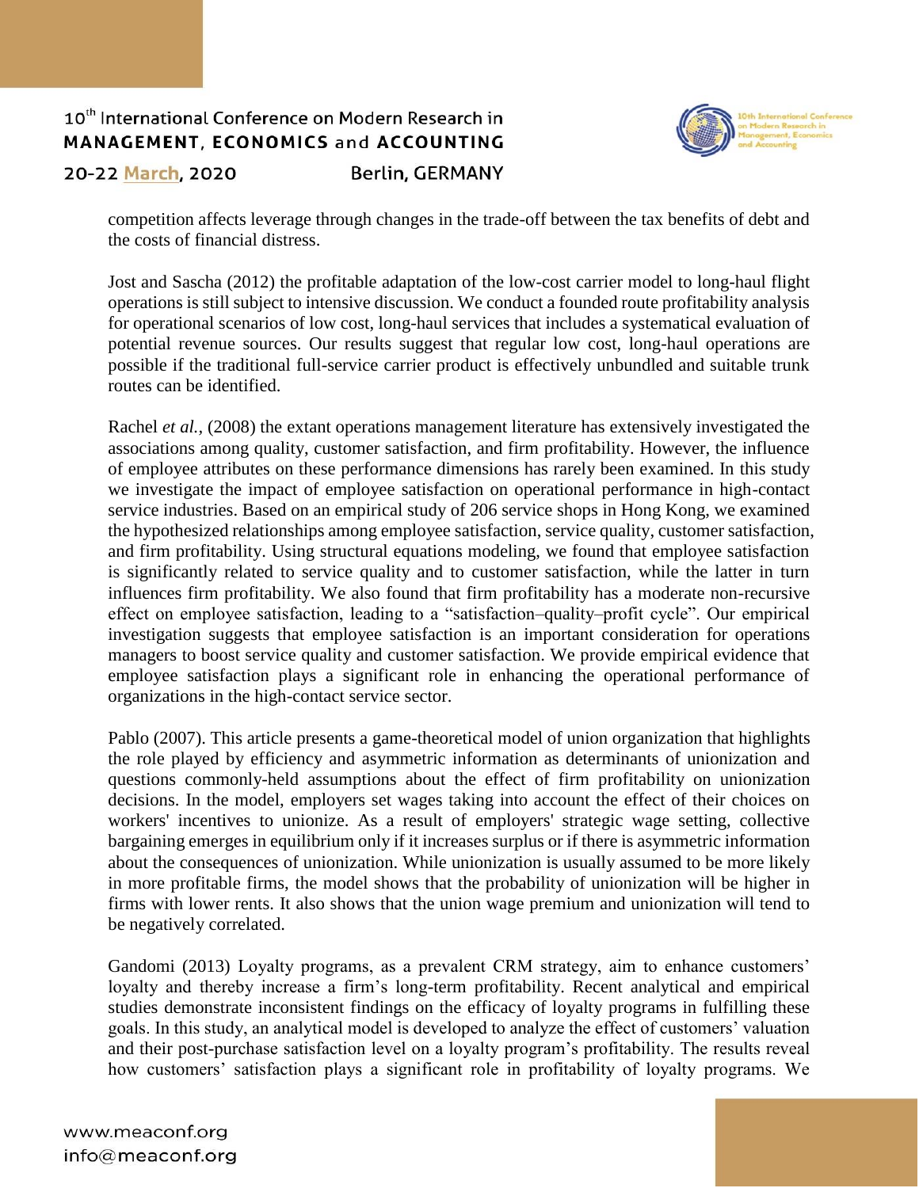competition affects leverage through changes in the trade-off between the tax benefits of debt and the costs of financial distress.

Jost and Sascha (2012) the profitable adaptation of the low-cost carrier model to long-haul flight operations is still subject to intensive discussion. We conduct a founded route profitability analysis for operational scenarios of low cost, long-haul services that includes a systematical evaluation of potential revenue sources. Our results suggest that regular low cost, long-haul operations are possible if the traditional full-service carrier product is effectively unbundled and suitable trunk routes can be identified.

Rachel *et al.,* (2008) the extant operations management literature has extensively investigated the associations among quality, customer satisfaction, and firm profitability. However, the influence of employee attributes on these performance dimensions has rarely been examined. In this study we investigate the impact of employee satisfaction on operational performance in high-contact service industries. Based on an empirical study of 206 service shops in Hong Kong, we examined the hypothesized relationships among employee satisfaction, service quality, customer satisfaction, and firm profitability. Using structural equations modeling, we found that employee satisfaction is significantly related to service quality and to customer satisfaction, while the latter in turn influences firm profitability. We also found that firm profitability has a moderate non-recursive effect on employee satisfaction, leading to a "satisfaction–quality–profit cycle". Our empirical investigation suggests that employee satisfaction is an important consideration for operations managers to boost service quality and customer satisfaction. We provide empirical evidence that employee satisfaction plays a significant role in enhancing the operational performance of organizations in the high-contact service sector.

Pablo (2007). This article presents a game-theoretical model of union organization that highlights the role played by efficiency and asymmetric information as determinants of unionization and questions commonly-held assumptions about the effect of firm profitability on unionization decisions. In the model, employers set wages taking into account the effect of their choices on workers' incentives to unionize. As a result of employers' strategic wage setting, collective bargaining emerges in equilibrium only if it increases surplus or if there is asymmetric information about the consequences of unionization. While unionization is usually assumed to be more likely in more profitable firms, the model shows that the probability of unionization will be higher in firms with lower rents. It also shows that the union wage premium and unionization will tend to be negatively correlated.

Gandomi (2013) Loyalty programs, as a prevalent CRM strategy, aim to enhance customers' loyalty and thereby increase a firm's long-term profitability. Recent analytical and empirical studies demonstrate inconsistent findings on the efficacy of loyalty programs in fulfilling these goals. In this study, an analytical model is developed to analyze the effect of customers' valuation and their post-purchase satisfaction level on a loyalty program's profitability. The results reveal how customers' satisfaction plays a significant role in profitability of loyalty programs. We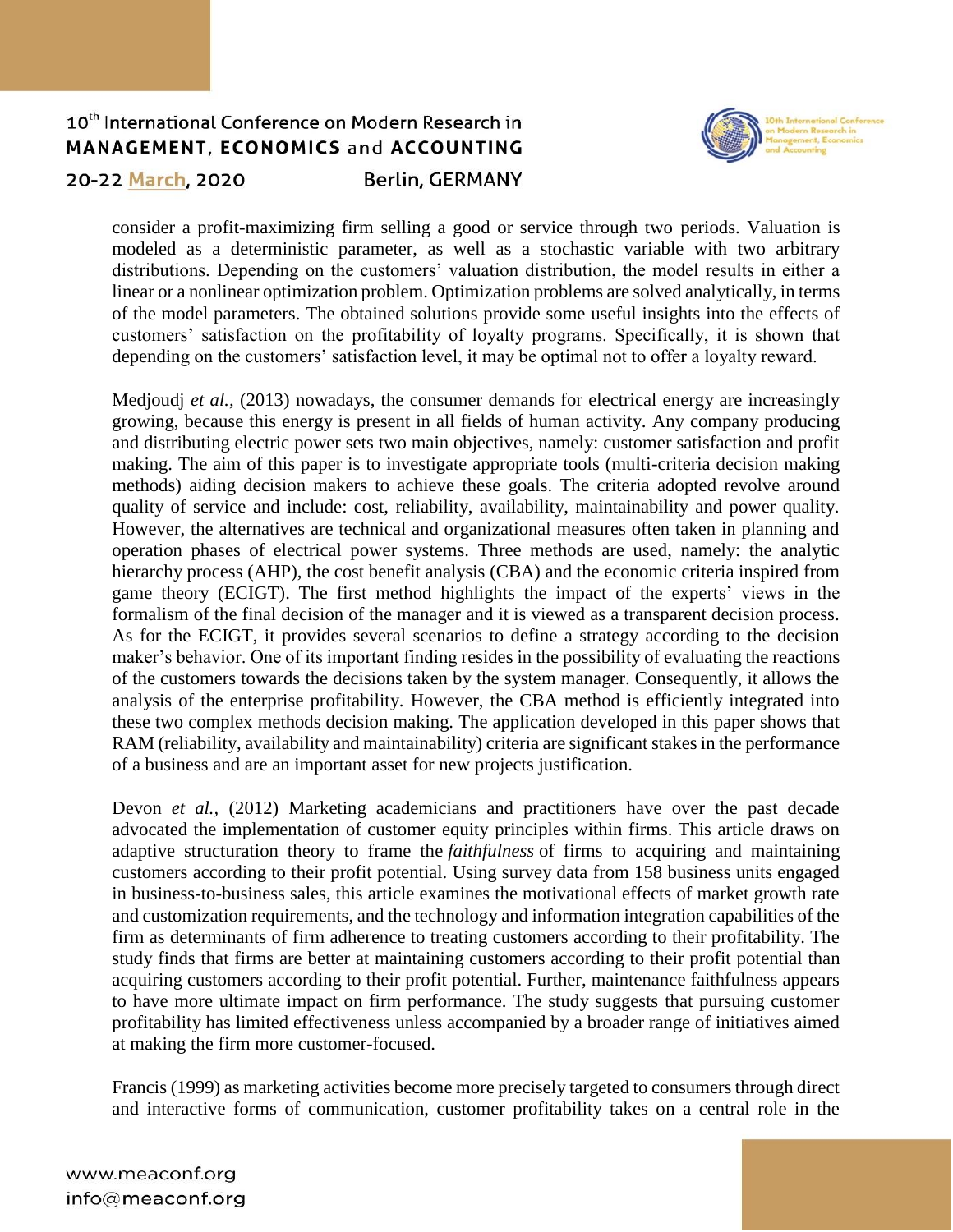consider a profit-maximizing firm selling a good or service through two periods. Valuation is modeled as a deterministic parameter, as well as a stochastic variable with two arbitrary distributions. Depending on the customers' valuation distribution, the model results in either a linear or a nonlinear optimization problem. Optimization problems are solved analytically, in terms of the model parameters. The obtained solutions provide some useful insights into the effects of customers' satisfaction on the profitability of loyalty programs. Specifically, it is shown that depending on the customers' satisfaction level, it may be optimal not to offer a loyalty reward.

Medjoudj *et al.,* (2013) nowadays, the consumer demands for electrical energy are increasingly growing, because this energy is present in all fields of human activity. Any company producing and distributing electric power sets two main objectives, namely: customer satisfaction and profit making. The aim of this paper is to investigate appropriate tools (multi-criteria decision making methods) aiding decision makers to achieve these goals. The criteria adopted revolve around quality of service and include: cost, reliability, availability, maintainability and power quality. However, the alternatives are technical and organizational measures often taken in planning and operation phases of electrical power systems. Three methods are used, namely: the analytic hierarchy process (AHP), the cost benefit analysis (CBA) and the economic criteria inspired from game theory (ECIGT). The first method highlights the impact of the experts' views in the formalism of the final decision of the manager and it is viewed as a transparent decision process. As for the ECIGT, it provides several scenarios to define a strategy according to the decision maker's behavior. One of its important finding resides in the possibility of evaluating the reactions of the customers towards the decisions taken by the system manager. Consequently, it allows the analysis of the enterprise profitability. However, the CBA method is efficiently integrated into these two complex methods decision making. The application developed in this paper shows that RAM (reliability, availability and maintainability) criteria are significant stakes in the performance of a business and are an important asset for new projects justification.

Devon *et al.,* (2012) Marketing academicians and practitioners have over the past decade advocated the implementation of customer equity principles within firms. This article draws on adaptive structuration theory to frame the *faithfulness* of firms to acquiring and maintaining customers according to their profit potential. Using survey data from 158 business units engaged in business-to-business sales, this article examines the motivational effects of market growth rate and customization requirements, and the technology and information integration capabilities of the firm as determinants of firm adherence to treating customers according to their profitability. The study finds that firms are better at maintaining customers according to their profit potential than acquiring customers according to their profit potential. Further, maintenance faithfulness appears to have more ultimate impact on firm performance. The study suggests that pursuing customer profitability has limited effectiveness unless accompanied by a broader range of initiatives aimed at making the firm more customer-focused.

Francis (1999) as marketing activities become more precisely targeted to consumers through direct and interactive forms of communication, customer profitability takes on a central role in the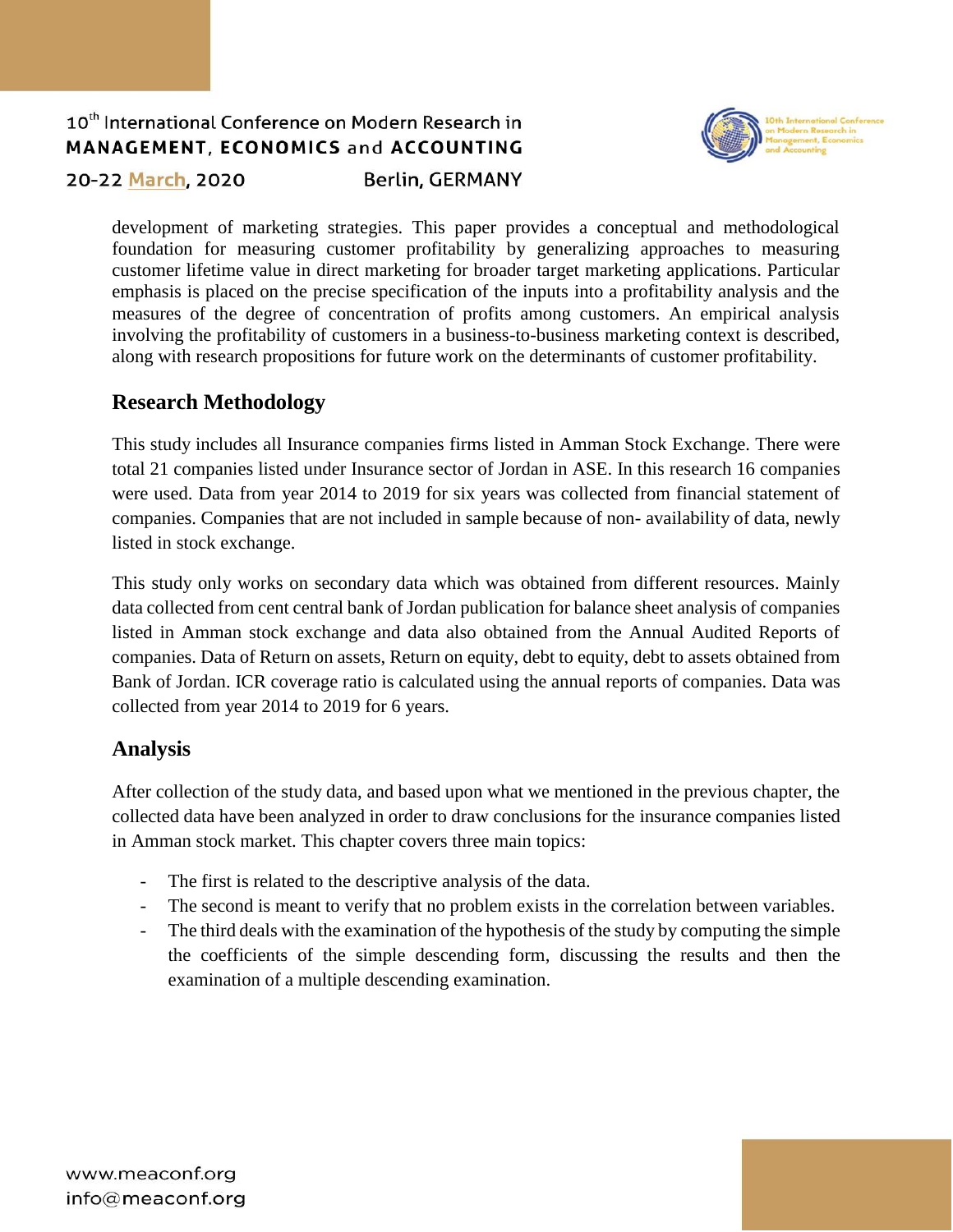development of marketing strategies. This paper provides a conceptual and methodological foundation for measuring customer profitability by generalizing approaches to measuring customer lifetime value in direct marketing for broader target marketing applications. Particular emphasis is placed on the precise specification of the inputs into a profitability analysis and the measures of the degree of concentration of profits among customers. An empirical analysis involving the profitability of customers in a business-to-business marketing context is described, along with research propositions for future work on the determinants of customer profitability.

## Research Methodology

This study includes all Insurance companies firms listed in Amman Stock Exchange. There were total 21 companies listed under Insurance sector of Jordan in ASE. In this research 16 companies were used. Data from year 2014 to 2019 for six years was collected from financial statement of companies. Companies that are not included in sample because of non- availability of data, newly listed in stock exchange.

This study only works on secondary data which was obtained from different resources. Mainly data collected from cent central bank of Jordan publication for balance sheet analysis of companies listed in Amman stock exchange and data also obtained from the Annual Audited Reports of companies. Data of Return on assets, Return on equity, debt to equity, debt to assets obtained from Bank of Jordan. ICR coverage ratio is calculated using the annual reports of companies. Data was collected from year 2014 to 2019 for 6 years.

## Analysis

After collection of the study data, and based upon what we mentioned in the previous chapter, the collected data have been analyzed in order to draw conclusions for the insurance companies listed in Amman stock market. This chapter covers three main topics:

- The first is related to the descriptive analysis of the data.
- The second is meant to verify that no problem exists in the correlation between variables.
- The third deals with the examination of the hypothesis of the study by computing the simple the coefficients of the simple descending form, discussing the results and then the examination of a multiple descending examination.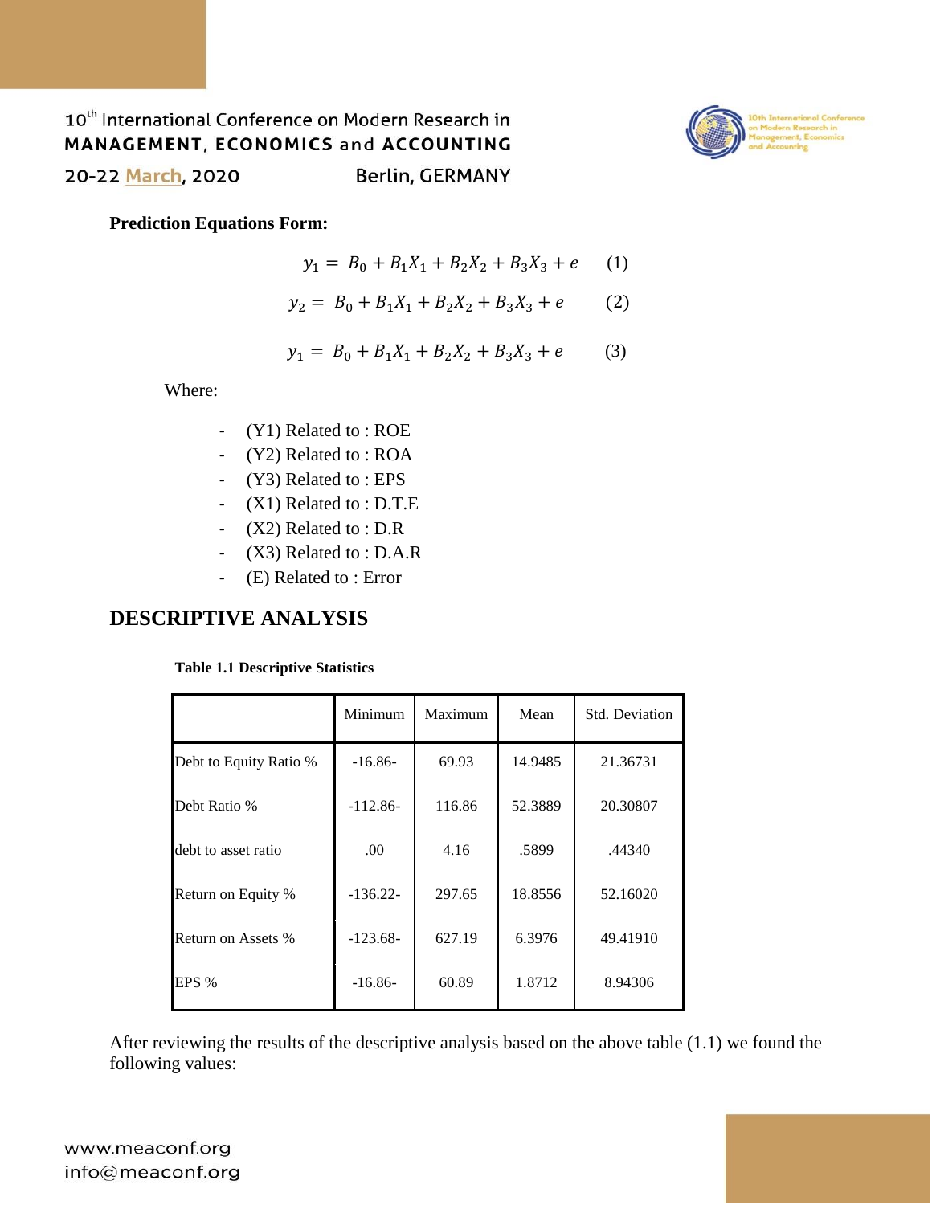**Prediction Equations Form:**

$$y_1 = B_0 + B_1X_1 + B_2X_2 + B_3X_3 + e \qquad (1)$$

$$y_2 = B_0 + B_1X_1 + B_2X_2 + B_3X_3 + e \qquad (2)$$

$$y_1 = B_0 + B_1X_1 + B_2X_2 + B_3X_3 + e \qquad (3)$$

Where:

- (Y1) Related to : ROE
- (Y2) Related to : ROA
- (Y3) Related to : EPS
- (X1) Related to : D.T.E
- (X2) Related to : D.R
- (X3) Related to : D.A.R
- (E) Related to : Error

## DESCRIPTIVE ANALYSIS

**Table 1.1 Descriptive Statistics**

| | Minimum | Maximum | Mean | Std. Deviation |
|---|---|---|---|---|
| Debt to Equity Ratio % | -16.86- | 69.93 | 14.9485 | 21.36731 |
| Debt Ratio % | -112.86- | 116.86 | 52.3889 | 20.30807 |
| debt to asset ratio | .00 | 4.16 | .5899 | .44340 |
| Return on Equity % | -136.22- | 297.65 | 18.8556 | 52.16020 |
| Return on Assets % | -123.68- | 627.19 | 6.3976 | 49.41910 |
| EPS % | -16.86- | 60.89 | 1.8712 | 8.94306 |

After reviewing the results of the descriptive analysis based on the above table (1.1) we found the following values: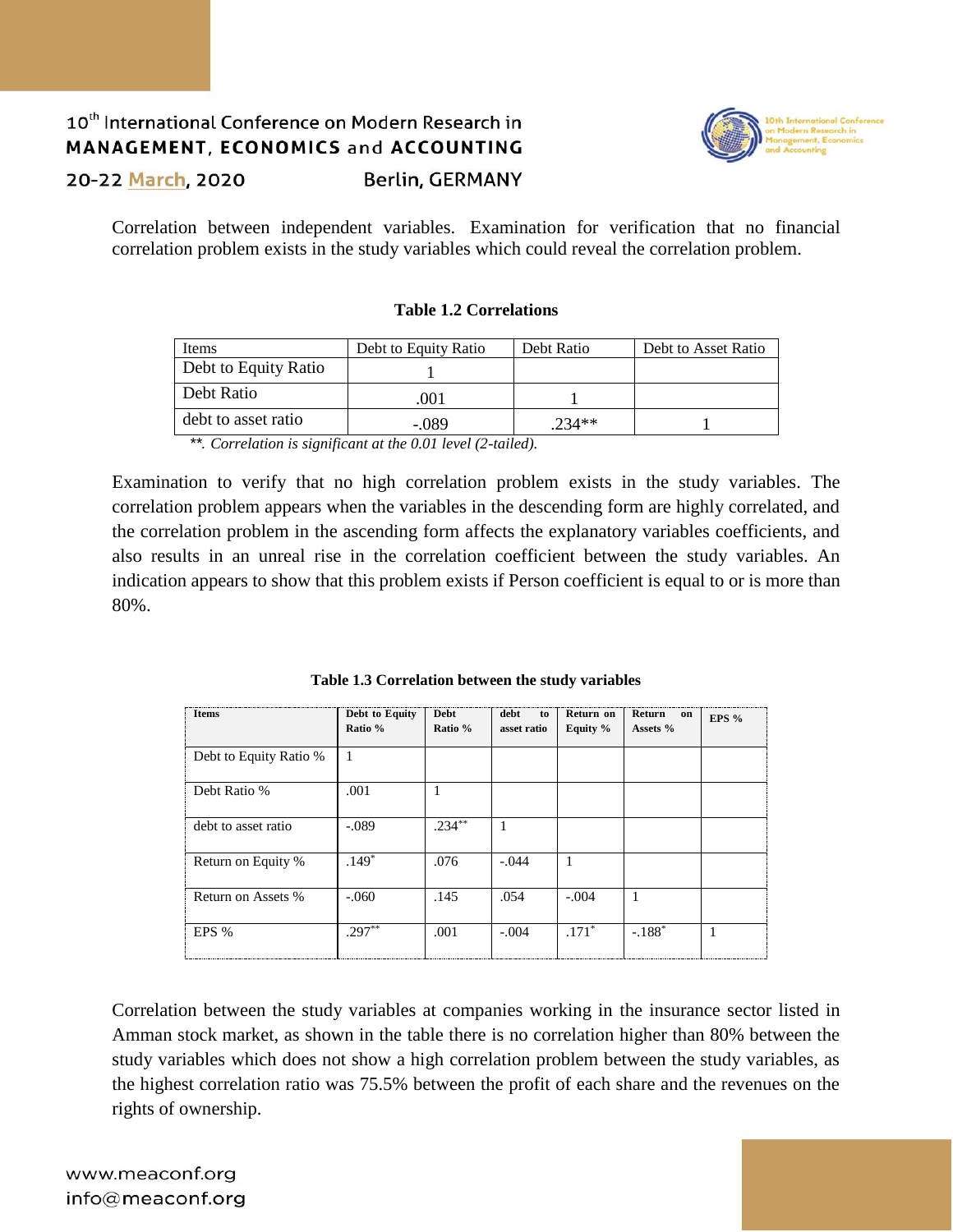Correlation between independent variables. Examination for verification that no financial correlation problem exists in the study variables which could reveal the correlation problem.

**Table 1.2 Correlations**

| Items | Debt to Equity Ratio | Debt Ratio | Debt to Asset Ratio |
|---|---|---|---|
| Debt to Equity Ratio | 1 | | |
| Debt Ratio | .001 | 1 | |
| debt to asset ratio | -.089 | .234** | 1 |

*\*\*. Correlation is significant at the 0.01 level (2-tailed).*

Examination to verify that no high correlation problem exists in the study variables. The correlation problem appears when the variables in the descending form are highly correlated, and the correlation problem in the ascending form affects the explanatory variables coefficients, and also results in an unreal rise in the correlation coefficient between the study variables. An indication appears to show that this problem exists if Person coefficient is equal to or is more than 80%.

**Table 1.3 Correlation between the study variables**

| Items | Debt to Equity Ratio % | Debt Ratio % | debt to asset ratio | Return on Equity % | Return on Assets % | EPS % |
|---|---|---|---|---|---|---|
| Debt to Equity Ratio % | 1 | | | | | |
| Debt Ratio % | .001 | 1 | | | | |
| debt to asset ratio | -.089 | .234** | 1 | | | |
| Return on Equity % | .149* | .076 | -.044 | 1 | | |
| Return on Assets % | -.060 | .145 | .054 | -.004 | 1 | |
| EPS % | .297** | .001 | -.004 | .171* | -.188* | 1 |

Correlation between the study variables at companies working in the insurance sector listed in Amman stock market, as shown in the table there is no correlation higher than 80% between the study variables which does not show a high correlation problem between the study variables, as the highest correlation ratio was 75.5% between the profit of each share and the revenues on the rights of ownership.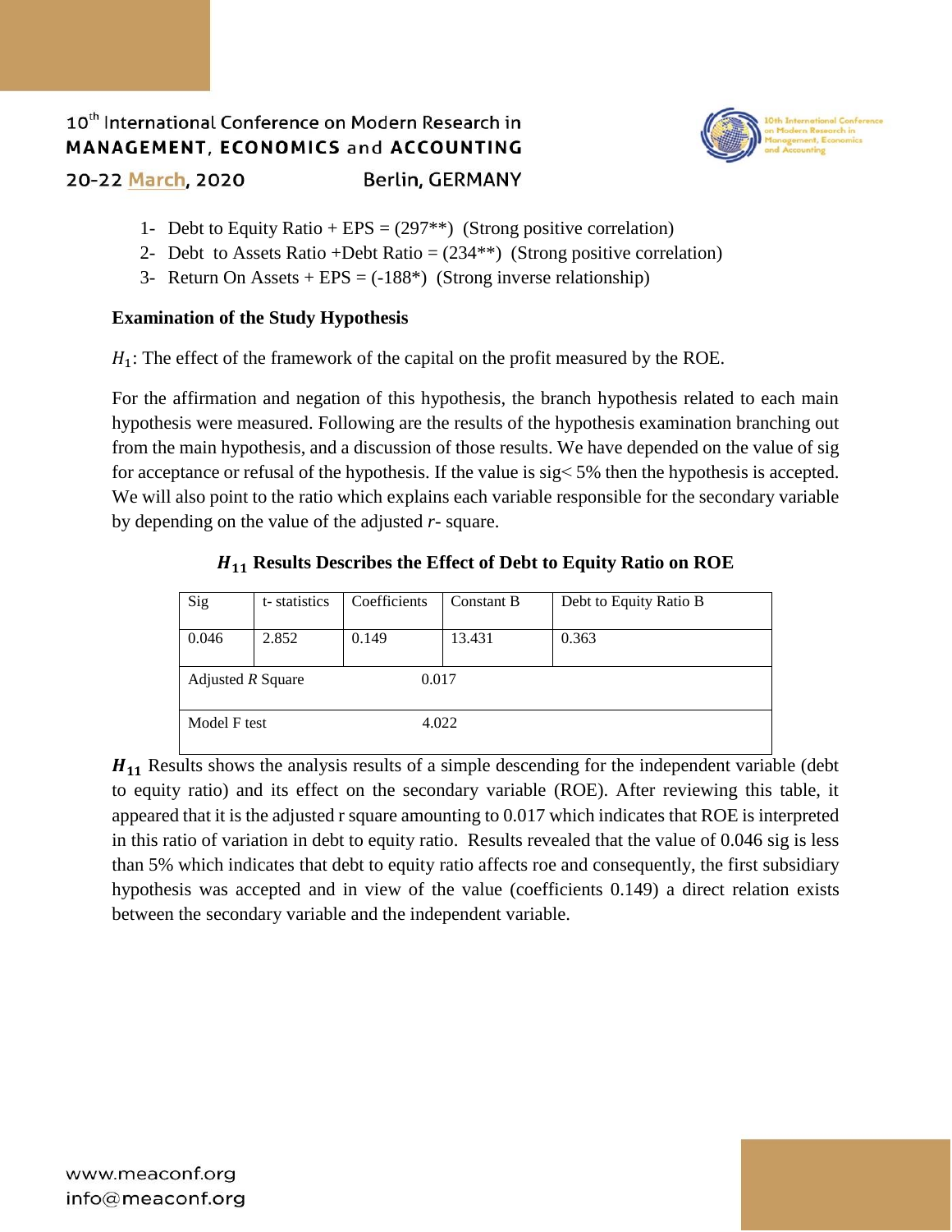1- Debt to Equity Ratio + EPS = (297**) (Strong positive correlation)
2- Debt to Assets Ratio +Debt Ratio = (234**) (Strong positive correlation)
3- Return On Assets + EPS = (-188*) (Strong inverse relationship)

**Examination of the Study Hypothesis**

$H_1$: The effect of the framework of the capital on the profit measured by the ROE.

For the affirmation and negation of this hypothesis, the branch hypothesis related to each main hypothesis were measured. Following are the results of the hypothesis examination branching out from the main hypothesis, and a discussion of those results. We have depended on the value of sig for acceptance or refusal of the hypothesis. If the value is sig< 5% then the hypothesis is accepted. We will also point to the ratio which explains each variable responsible for the secondary variable by depending on the value of the adjusted *r*- square.

**$H_{11}$ Results Describes the Effect of Debt to Equity Ratio on ROE**

| Sig | t- statistics | Coefficients | Constant B | Debt to Equity Ratio B |
|---|---|---|---|---|
| 0.046 | 2.852 | 0.149 | 13.431 | 0.363 |
| Adjusted *R* Square | | 0.017 | | |
| Model F test | | 4.022 | | |

**$H_{11}$** Results shows the analysis results of a simple descending for the independent variable (debt to equity ratio) and its effect on the secondary variable (ROE). After reviewing this table, it appeared that it is the adjusted r square amounting to 0.017 which indicates that ROE is interpreted in this ratio of variation in debt to equity ratio. Results revealed that the value of 0.046 sig is less than 5% which indicates that debt to equity ratio affects roe and consequently, the first subsidiary hypothesis was accepted and in view of the value (coefficients 0.149) a direct relation exists between the secondary variable and the independent variable.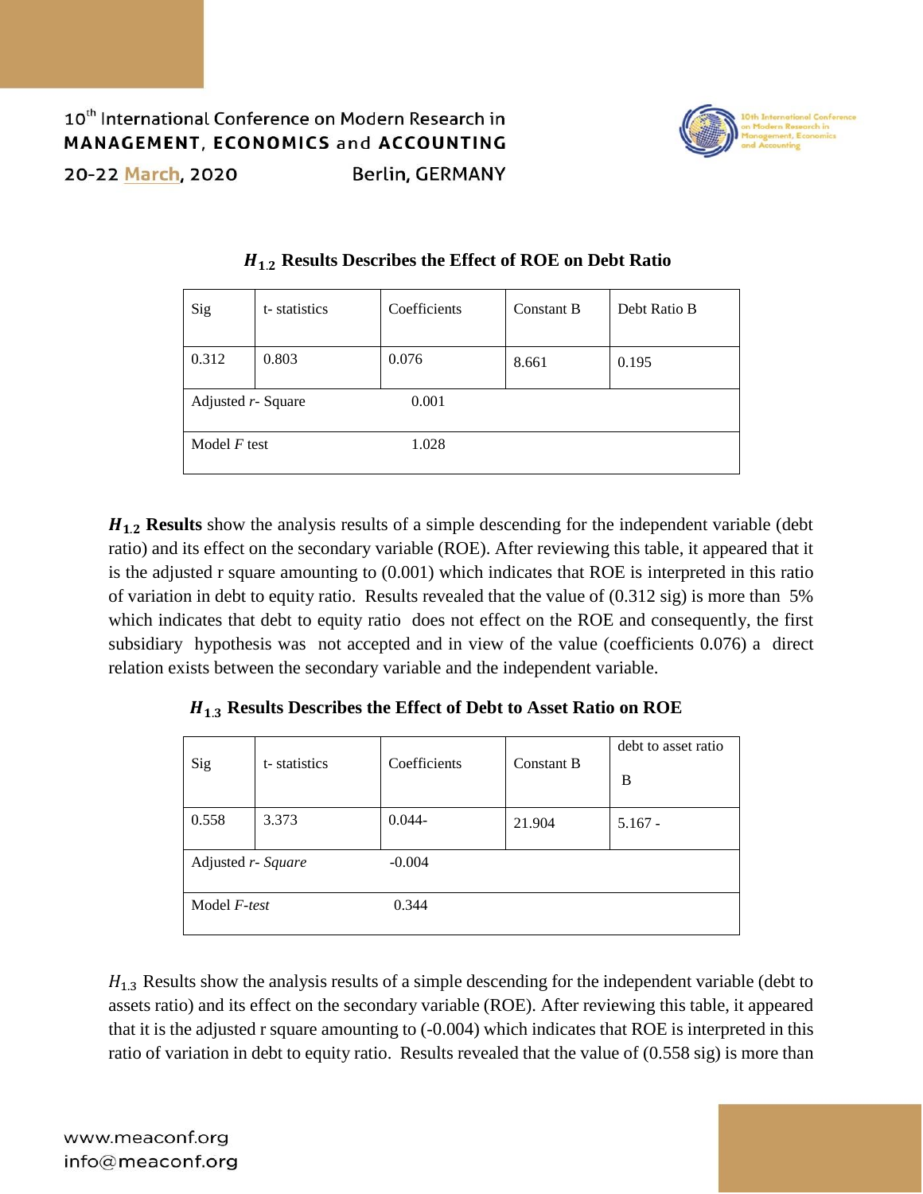**$H_{1.2}$ Results Describes the Effect of ROE on Debt Ratio**

| Sig | t- statistics | Coefficients | Constant B | Debt Ratio B |
|---|---|---|---|---|
| 0.312 | 0.803 | 0.076 | 8.661 | 0.195 |
| Adjusted *r*- Square | | 0.001 | | |
| Model *F* test | | 1.028 | | |

**$H_{1.2}$ Results** show the analysis results of a simple descending for the independent variable (debt ratio) and its effect on the secondary variable (ROE). After reviewing this table, it appeared that it is the adjusted r square amounting to (0.001) which indicates that ROE is interpreted in this ratio of variation in debt to equity ratio. Results revealed that the value of (0.312 sig) is more than 5% which indicates that debt to equity ratio does not effect on the ROE and consequently, the first subsidiary hypothesis was not accepted and in view of the value (coefficients 0.076) a direct relation exists between the secondary variable and the independent variable.

**$H_{1.3}$ Results Describes the Effect of Debt to Asset Ratio on ROE**

| Sig | t- statistics | Coefficients | Constant B | debt to asset ratio B |
|---|---|---|---|---|
| 0.558 | 3.373 | 0.044- | 21.904 | 5.167 - |
| Adjusted *r- Square* | | -0.004 | | |
| Model *F-test* | | 0.344 | | |

$H_{1.3}$ Results show the analysis results of a simple descending for the independent variable (debt to assets ratio) and its effect on the secondary variable (ROE). After reviewing this table, it appeared that it is the adjusted r square amounting to (-0.004) which indicates that ROE is interpreted in this ratio of variation in debt to equity ratio. Results revealed that the value of (0.558 sig) is more than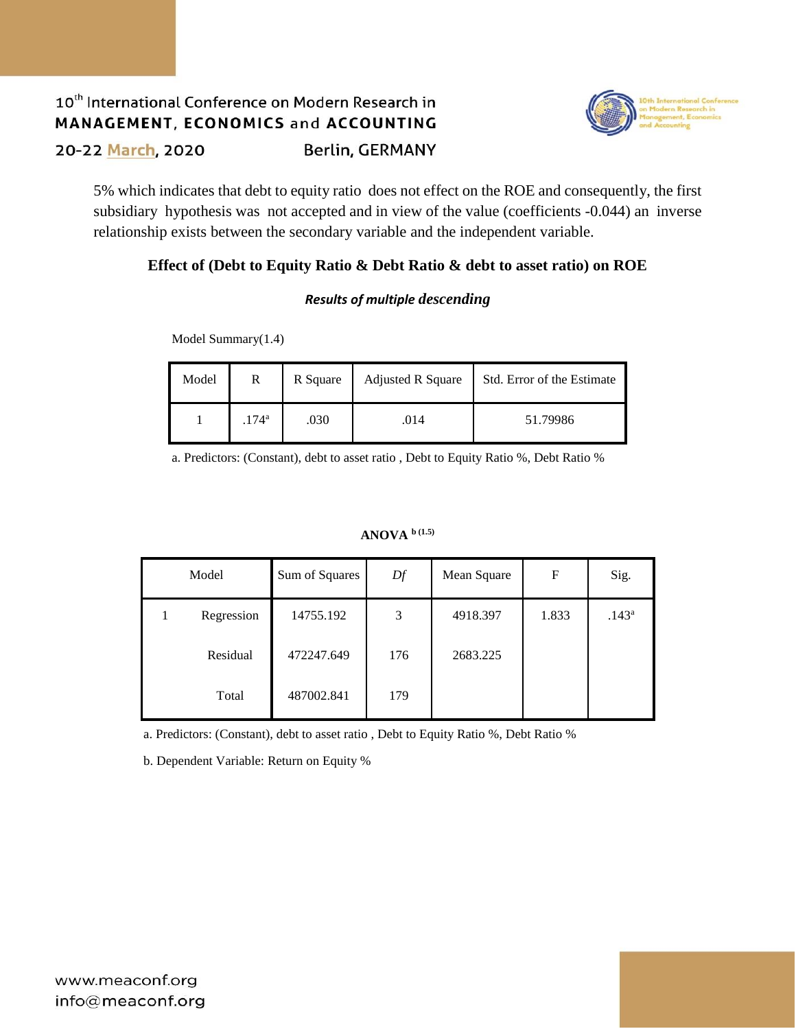5% which indicates that debt to equity ratio does not effect on the ROE and consequently, the first subsidiary hypothesis was not accepted and in view of the value (coefficients -0.044) an inverse relationship exists between the secondary variable and the independent variable.

**Effect of (Debt to Equity Ratio & Debt Ratio & debt to asset ratio) on ROE**

***Results of multiple descending***

Model Summary(1.4)

| Model | R | R Square | Adjusted R Square | Std. Error of the Estimate |
|---|---|---|---|---|
| 1 | .174[a] | .030 | .014 | 51.79986 |

a. Predictors: (Constant), debt to asset ratio , Debt to Equity Ratio %, Debt Ratio %

**ANOVA** [b (1.5)]

| Model | | Sum of Squares | *Df* | Mean Square | F | Sig. |
|---|---|---|---|---|---|---|
| 1 | Regression | 14755.192 | 3 | 4918.397 | 1.833 | .143[a] |
| | Residual | 472247.649 | 176 | 2683.225 | | |
| | Total | 487002.841 | 179 | | | |

a. Predictors: (Constant), debt to asset ratio , Debt to Equity Ratio %, Debt Ratio %

b. Dependent Variable: Return on Equity %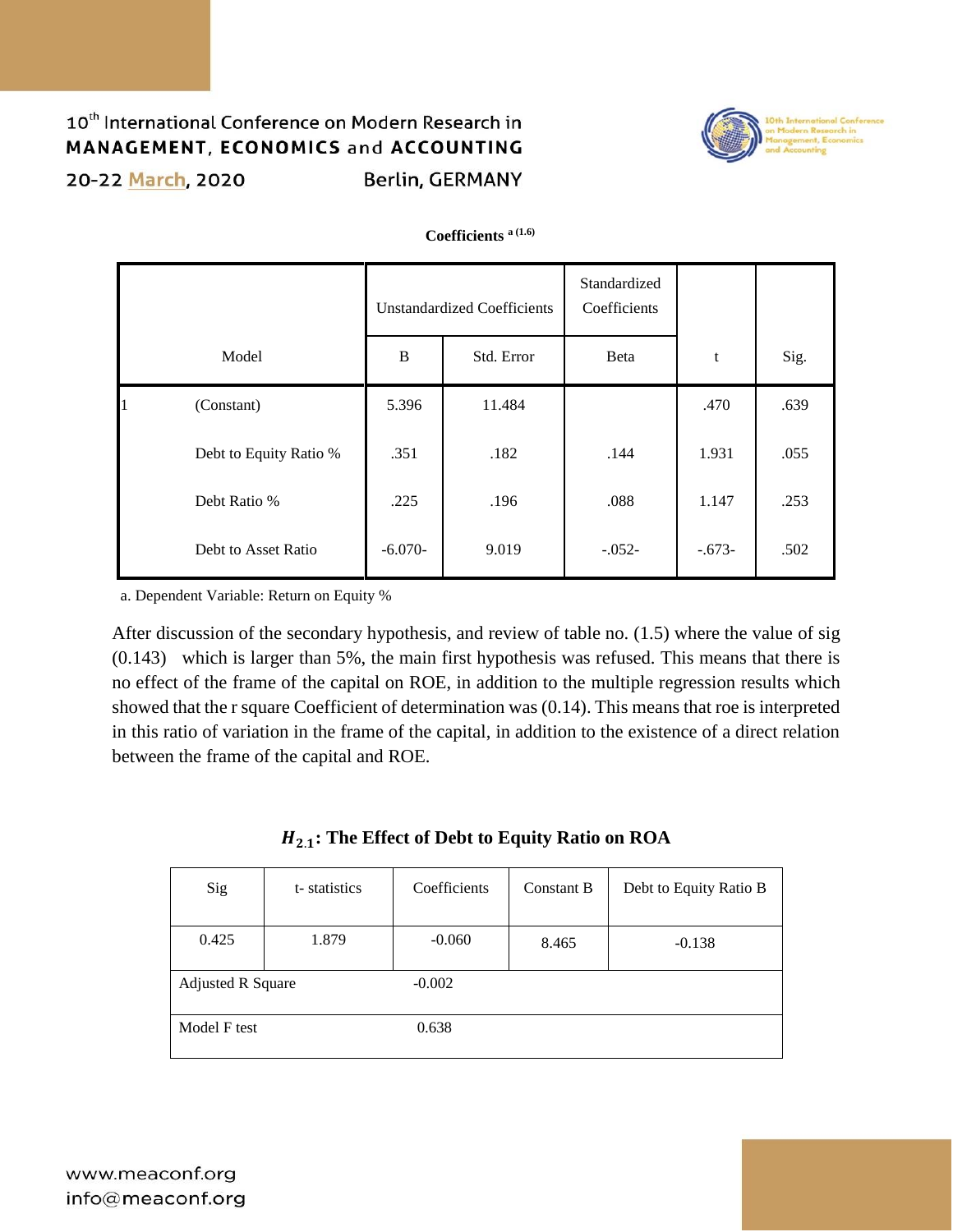**Coefficients** [a (1.6)]

| Model | | Unstandardized Coefficients | | Standardized Coefficients | t | Sig. |
|---|---|---|---|---|---|---|
| | | B | Std. Error | Beta | | |
| 1 | (Constant) | 5.396 | 11.484 | | .470 | .639 |
| | Debt to Equity Ratio % | .351 | .182 | .144 | 1.931 | .055 |
| | Debt Ratio % | .225 | .196 | .088 | 1.147 | .253 |
| | Debt to Asset Ratio | -6.070- | 9.019 | -.052- | -.673- | .502 |

a. Dependent Variable: Return on Equity %

After discussion of the secondary hypothesis, and review of table no. (1.5) where the value of sig (0.143) which is larger than 5%, the main first hypothesis was refused. This means that there is no effect of the frame of the capital on ROE, in addition to the multiple regression results which showed that the r square Coefficient of determination was (0.14). This means that roe is interpreted in this ratio of variation in the frame of the capital, in addition to the existence of a direct relation between the frame of the capital and ROE.

**$H_{2.1}$: The Effect of Debt to Equity Ratio on ROA**

| Sig | t- statistics | Coefficients | Constant B | Debt to Equity Ratio B |
|---|---|---|---|---|
| 0.425 | 1.879 | -0.060 | 8.465 | -0.138 |
| Adjusted R Square | | -0.002 | | |
| Model F test | | 0.638 | | |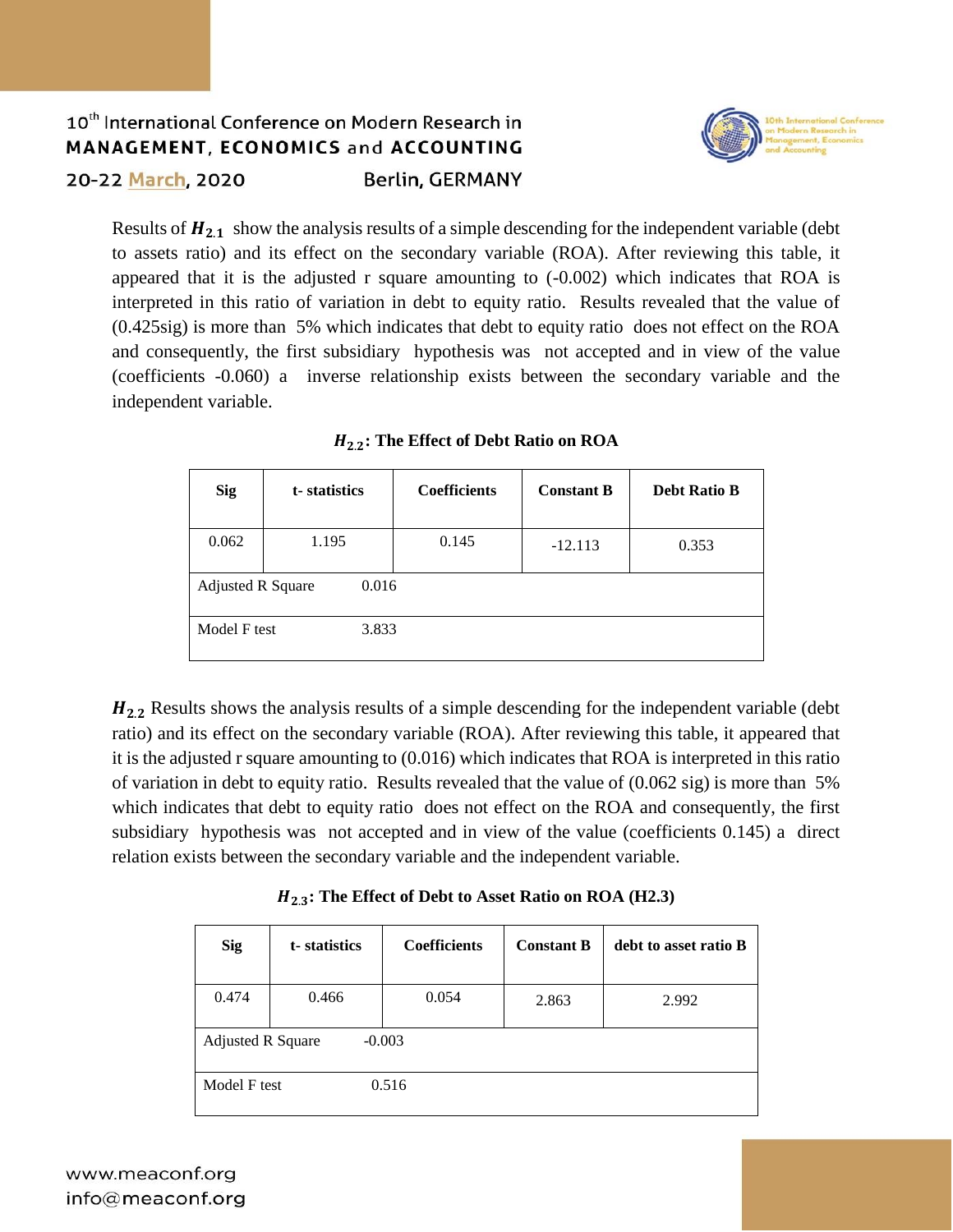Results of $H_{2.1}$ show the analysis results of a simple descending for the independent variable (debt to assets ratio) and its effect on the secondary variable (ROA). After reviewing this table, it appeared that it is the adjusted r square amounting to (-0.002) which indicates that ROA is interpreted in this ratio of variation in debt to equity ratio. Results revealed that the value of (0.425sig) is more than 5% which indicates that debt to equity ratio does not effect on the ROA and consequently, the first subsidiary hypothesis was not accepted and in view of the value (coefficients -0.060) a inverse relationship exists between the secondary variable and the independent variable.

**$H_{2.2}$: The Effect of Debt Ratio on ROA**

| Sig | t- statistics | Coefficients | Constant B | Debt Ratio B |
|---|---|---|---|---|
| 0.062 | 1.195 | 0.145 | -12.113 | 0.353 |
| Adjusted R Square | 0.016 | | | |
| Model F test | 3.833 | | | |

$H_{2.2}$ Results shows the analysis results of a simple descending for the independent variable (debt ratio) and its effect on the secondary variable (ROA). After reviewing this table, it appeared that it is the adjusted r square amounting to (0.016) which indicates that ROA is interpreted in this ratio of variation in debt to equity ratio. Results revealed that the value of (0.062 sig) is more than 5% which indicates that debt to equity ratio does not effect on the ROA and consequently, the first subsidiary hypothesis was not accepted and in view of the value (coefficients 0.145) a direct relation exists between the secondary variable and the independent variable.

**$H_{2.3}$: The Effect of Debt to Asset Ratio on ROA (H2.3)**

| Sig | t- statistics | Coefficients | Constant B | debt to asset ratio B |
|---|---|---|---|---|
| 0.474 | 0.466 | 0.054 | 2.863 | 2.992 |
| Adjusted R Square | -0.003 | | | |
| Model F test | 0.516 | | | |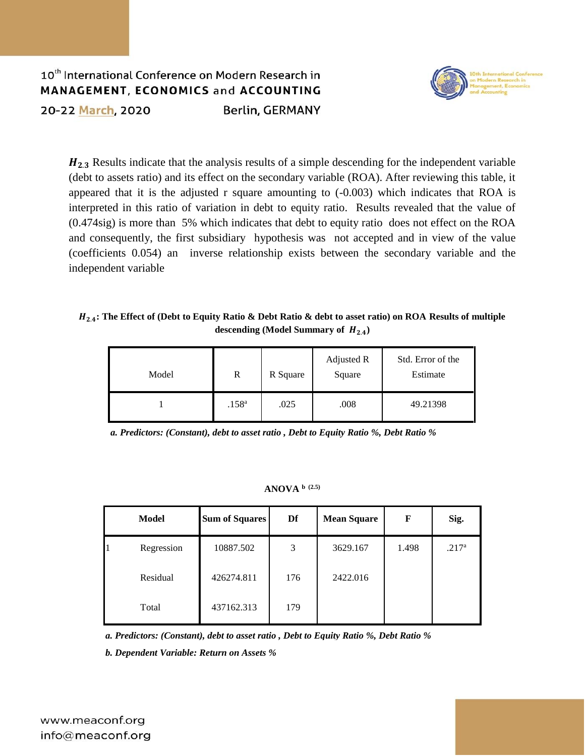$H_{2.3}$ Results indicate that the analysis results of a simple descending for the independent variable (debt to assets ratio) and its effect on the secondary variable (ROA). After reviewing this table, it appeared that it is the adjusted r square amounting to (-0.003) which indicates that ROA is interpreted in this ratio of variation in debt to equity ratio. Results revealed that the value of (0.474sig) is more than 5% which indicates that debt to equity ratio does not effect on the ROA and consequently, the first subsidiary hypothesis was not accepted and in view of the value (coefficients 0.054) an inverse relationship exists between the secondary variable and the independent variable

**$H_{2.4}$: The Effect of (Debt to Equity Ratio & Debt Ratio & debt to asset ratio) on ROA Results of multiple descending (Model Summary of $H_{2.4}$)**

| Model | R | R Square | Adjusted R Square | Std. Error of the Estimate |
|---|---|---|---|---|
| 1 | .158[a] | .025 | .008 | 49.21398 |

*a. Predictors: (Constant), debt to asset ratio , Debt to Equity Ratio %, Debt Ratio %*

**ANOVA [b] (2.5)**

| Model | | Sum of Squares | Df | Mean Square | F | Sig. |
|---|---|---|---|---|---|---|
| 1 | Regression | 10887.502 | 3 | 3629.167 | 1.498 | .217[a] |
| | Residual | 426274.811 | 176 | 2422.016 | | |
| | Total | 437162.313 | 179 | | | |

*a. Predictors: (Constant), debt to asset ratio , Debt to Equity Ratio %, Debt Ratio %*

*b. Dependent Variable: Return on Assets %*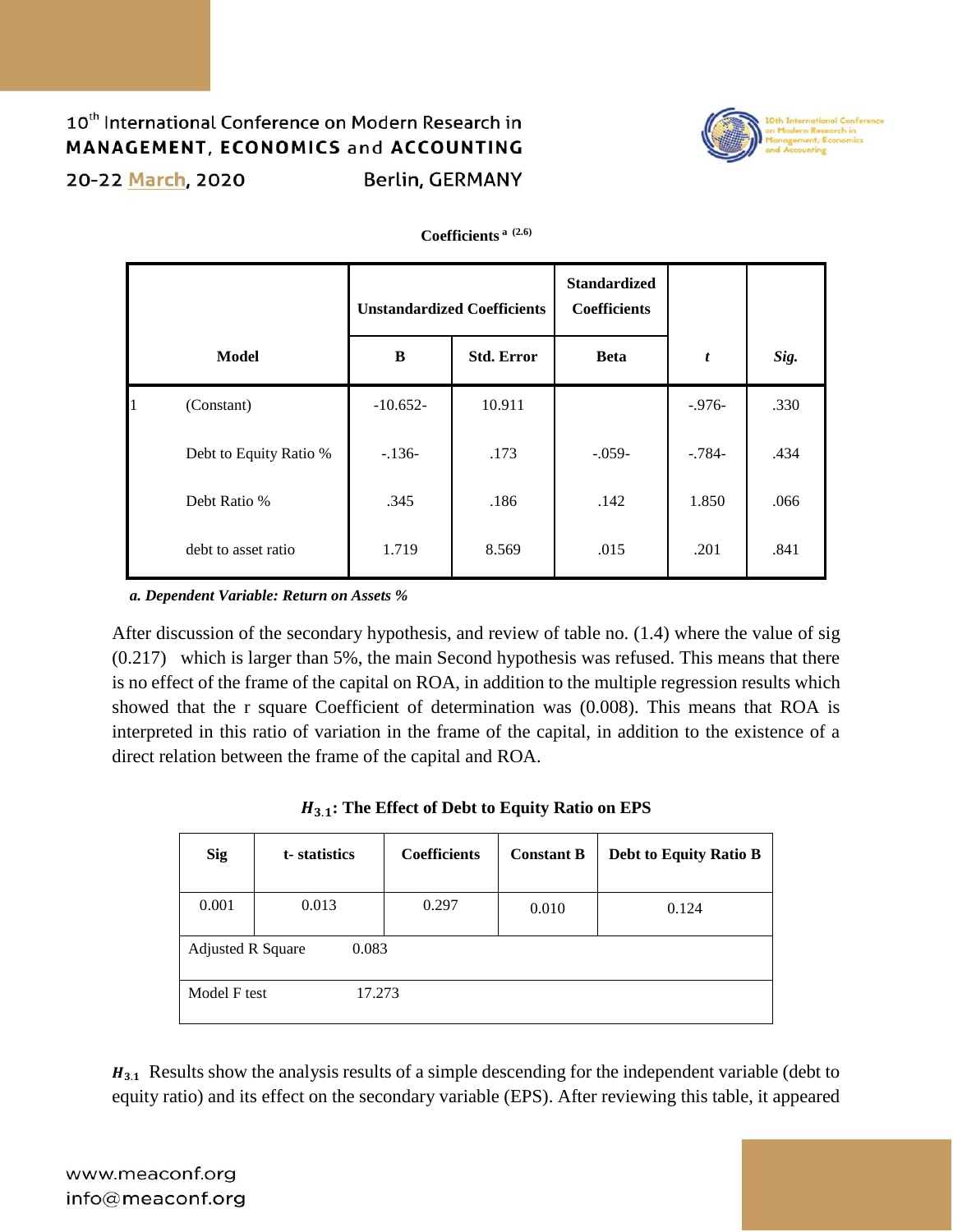**Coefficients** [a] [(2.6)]

| Model | | Unstandardized Coefficients | | Standardized Coefficients | *t* | *Sig.* |
|---|---|---|---|---|---|---|
| | | B | Std. Error | Beta | | |
| 1 | (Constant) | -10.652- | 10.911 | | -.976- | .330 |
| | Debt to Equity Ratio % | -.136- | .173 | -.059- | -.784- | .434 |
| | Debt Ratio % | .345 | .186 | .142 | 1.850 | .066 |
| | debt to asset ratio | 1.719 | 8.569 | .015 | .201 | .841 |

*a. Dependent Variable: Return on Assets %*

After discussion of the secondary hypothesis, and review of table no. (1.4) where the value of sig (0.217) which is larger than 5%, the main Second hypothesis was refused. This means that there is no effect of the frame of the capital on ROA, in addition to the multiple regression results which showed that the r square Coefficient of determination was (0.008). This means that ROA is interpreted in this ratio of variation in the frame of the capital, in addition to the existence of a direct relation between the frame of the capital and ROA.

**$H_{3.1}$: The Effect of Debt to Equity Ratio on EPS**

| Sig | t- statistics | Coefficients | Constant B | Debt to Equity Ratio B |
|---|---|---|---|---|
| 0.001 | 0.013 | 0.297 | 0.010 | 0.124 |
| Adjusted R Square | 0.083 | | | |
| Model F test | 17.273 | | | |

$H_{3.1}$ Results show the analysis results of a simple descending for the independent variable (debt to equity ratio) and its effect on the secondary variable (EPS). After reviewing this table, it appeared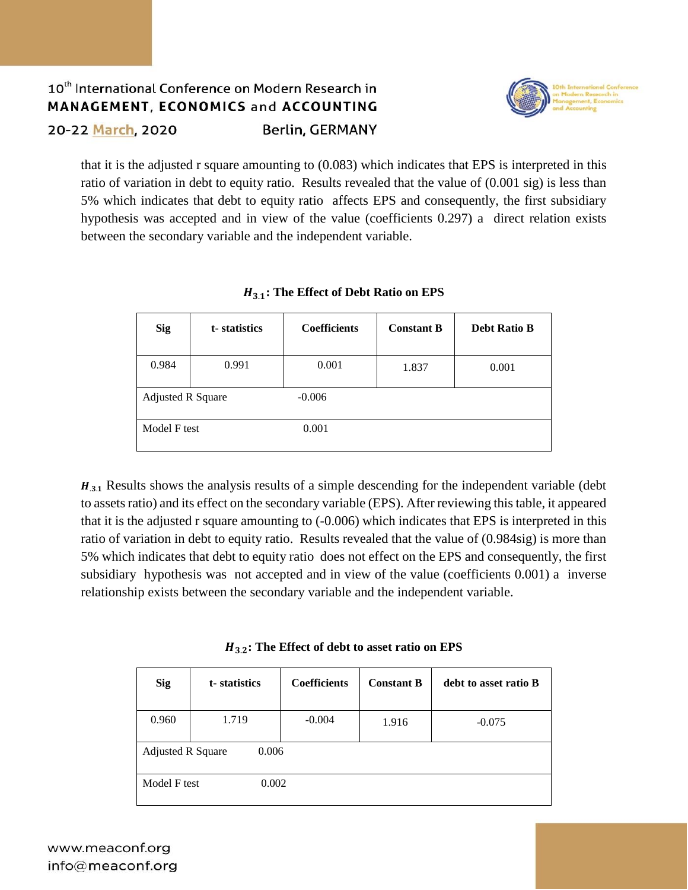that it is the adjusted r square amounting to (0.083) which indicates that EPS is interpreted in this ratio of variation in debt to equity ratio. Results revealed that the value of (0.001 sig) is less than 5% which indicates that debt to equity ratio affects EPS and consequently, the first subsidiary hypothesis was accepted and in view of the value (coefficients 0.297) a direct relation exists between the secondary variable and the independent variable.

**$H_{3.1}$: The Effect of Debt Ratio on EPS**

| Sig | t- statistics | Coefficients | Constant B | Debt Ratio B |
|---|---|---|---|---|
| 0.984 | 0.991 | 0.001 | 1.837 | 0.001 |
| Adjusted R Square | -0.006 | | | |
| Model F test | 0.001 | | | |

***$H_{.3.1}$*** Results shows the analysis results of a simple descending for the independent variable (debt to assets ratio) and its effect on the secondary variable (EPS). After reviewing this table, it appeared that it is the adjusted r square amounting to (-0.006) which indicates that EPS is interpreted in this ratio of variation in debt to equity ratio. Results revealed that the value of (0.984sig) is more than 5% which indicates that debt to equity ratio does not effect on the EPS and consequently, the first subsidiary hypothesis was not accepted and in view of the value (coefficients 0.001) a inverse relationship exists between the secondary variable and the independent variable.

**$H_{3.2}$: The Effect of debt to asset ratio on EPS**

| Sig | t- statistics | Coefficients | Constant B | debt to asset ratio B |
|---|---|---|---|---|
| 0.960 | 1.719 | -0.004 | 1.916 | -0.075 |
| Adjusted R Square | 0.006 | | | |
| Model F test | 0.002 | | | |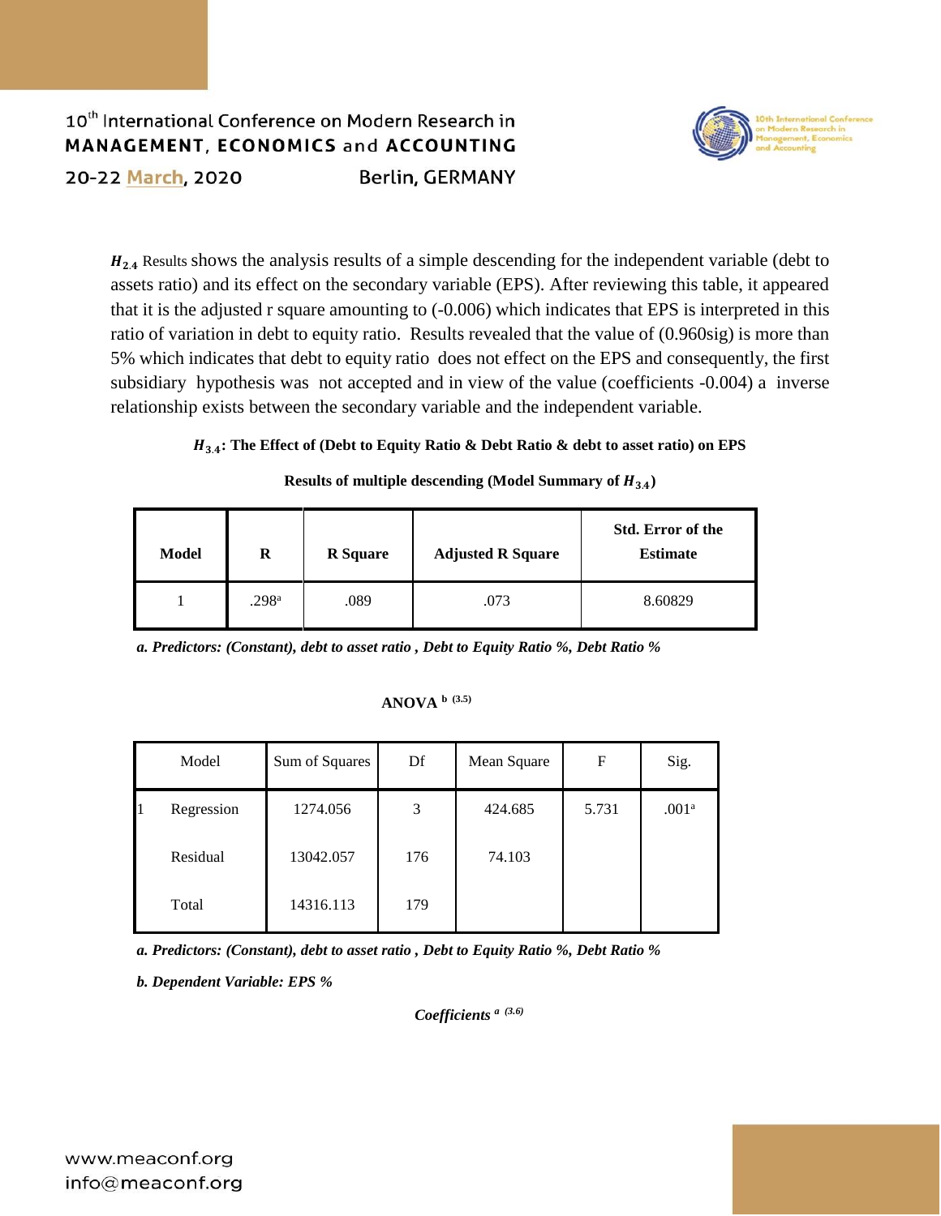$H_{2.4}$ Results shows the analysis results of a simple descending for the independent variable (debt to assets ratio) and its effect on the secondary variable (EPS). After reviewing this table, it appeared that it is the adjusted r square amounting to (-0.006) which indicates that EPS is interpreted in this ratio of variation in debt to equity ratio. Results revealed that the value of (0.960sig) is more than 5% which indicates that debt to equity ratio does not effect on the EPS and consequently, the first subsidiary hypothesis was not accepted and in view of the value (coefficients -0.004) a inverse relationship exists between the secondary variable and the independent variable.

**$H_{3.4}$: The Effect of (Debt to Equity Ratio & Debt Ratio & debt to asset ratio) on EPS**

**Results of multiple descending (Model Summary of $H_{3.4}$)**

| Model | R | R Square | Adjusted R Square | Std. Error of the Estimate |
|---|---|---|---|---|
| 1 | .298[a] | .089 | .073 | 8.60829 |

*a. Predictors: (Constant), debt to asset ratio , Debt to Equity Ratio %, Debt Ratio %*

**ANOVA [b] (3.5)**

| Model | | Sum of Squares | Df | Mean Square | F | Sig. |
|---|---|---|---|---|---|---|
| 1 | Regression | 1274.056 | 3 | 424.685 | 5.731 | .001[a] |
| | Residual | 13042.057 | 176 | 74.103 | | |
| | Total | 14316.113 | 179 | | | |

*a. Predictors: (Constant), debt to asset ratio , Debt to Equity Ratio %, Debt Ratio %*

*b. Dependent Variable: EPS %*

*Coefficients [a] (3.6)*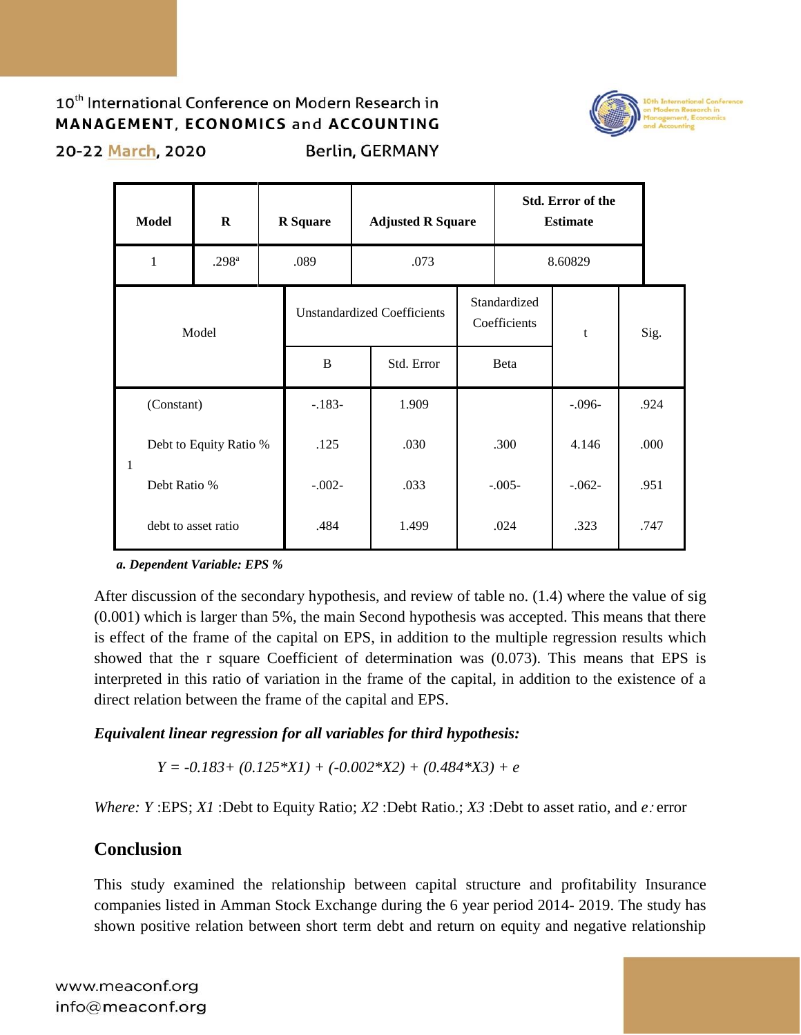| Model | R | R Square | Adjusted R Square | Std. Error of the Estimate |
|---|---|---|---|---|
| 1 | .298[a] | .089 | .073 | 8.60829 |

| Model | | Unstandardized Coefficients | | Standardized Coefficients | t | Sig. |
|---|---|---|---|---|---|---|
| | | B | Std. Error | Beta | | |
| 1 | (Constant) | -.183- | 1.909 | | -.096- | .924 |
| | Debt to Equity Ratio % | .125 | .030 | .300 | 4.146 | .000 |
| | Debt Ratio % | -.002- | .033 | -.005- | -.062- | .951 |
| | debt to asset ratio | .484 | 1.499 | .024 | .323 | .747 |

***a. Dependent Variable: EPS %***

After discussion of the secondary hypothesis, and review of table no. (1.4) where the value of sig (0.001) which is larger than 5%, the main Second hypothesis was accepted. This means that there is effect of the frame of the capital on EPS, in addition to the multiple regression results which showed that the r square Coefficient of determination was (0.073). This means that EPS is interpreted in this ratio of variation in the frame of the capital, in addition to the existence of a direct relation between the frame of the capital and EPS.

***Equivalent linear regression for all variables for third hypothesis:***

$$Y = -0.183 + (0.125 * X1) + (-0.002 * X2) + (0.484 * X3) + e$$

*Where: Y* :EPS; *X1* :Debt to Equity Ratio; *X2* :Debt Ratio.; *X3* :Debt to asset ratio, and *e:* error

## Conclusion

This study examined the relationship between capital structure and profitability Insurance companies listed in Amman Stock Exchange during the 6 year period 2014- 2019. The study has shown positive relation between short term debt and return on equity and negative relationship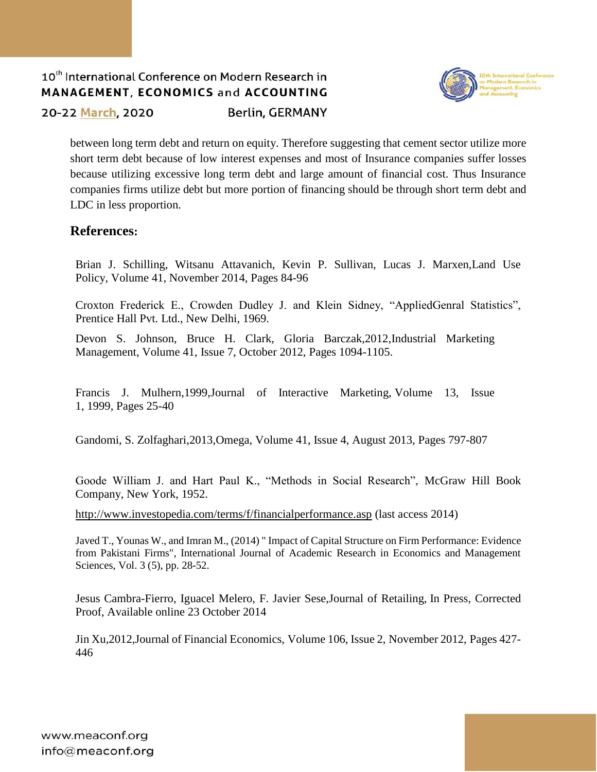between long term debt and return on equity. Therefore suggesting that cement sector utilize more short term debt because of low interest expenses and most of Insurance companies suffer losses because utilizing excessive long term debt and large amount of financial cost. Thus Insurance companies firms utilize debt but more portion of financing should be through short term debt and LDC in less proportion.

## References:

Brian J. Schilling, Witsanu Attavanich, Kevin P. Sullivan, Lucas J. Marxen,Land Use Policy, Volume 41, November 2014, Pages 84-96

Croxton Frederick E., Crowden Dudley J. and Klein Sidney, "AppliedGenral Statistics", Prentice Hall Pvt. Ltd., New Delhi, 1969.

Devon S. Johnson, Bruce H. Clark, Gloria Barczak,2012,Industrial Marketing Management, Volume 41, Issue 7, October 2012, Pages 1094-1105.

Francis J. Mulhern,1999,Journal of Interactive Marketing, Volume 13, Issue 1, 1999, Pages 25-40

Gandomi, S. Zolfaghari,2013,Omega, Volume 41, Issue 4, August 2013, Pages 797-807

Goode William J. and Hart Paul K., "Methods in Social Research", McGraw Hill Book Company, New York, 1952.

http://www.investopedia.com/terms/f/financialperformance.asp (last access 2014)

Javed T., Younas W., and Imran M., (2014) " Impact of Capital Structure on Firm Performance: Evidence from Pakistani Firms", International Journal of Academic Research in Economics and Management Sciences, Vol. 3 (5), pp. 28-52.

Jesus Cambra-Fierro, Iguacel Melero, F. Javier Sese,Journal of Retailing, In Press, Corrected Proof, Available online 23 October 2014

Jin Xu,2012,Journal of Financial Economics, Volume 106, Issue 2, November 2012, Pages 427-446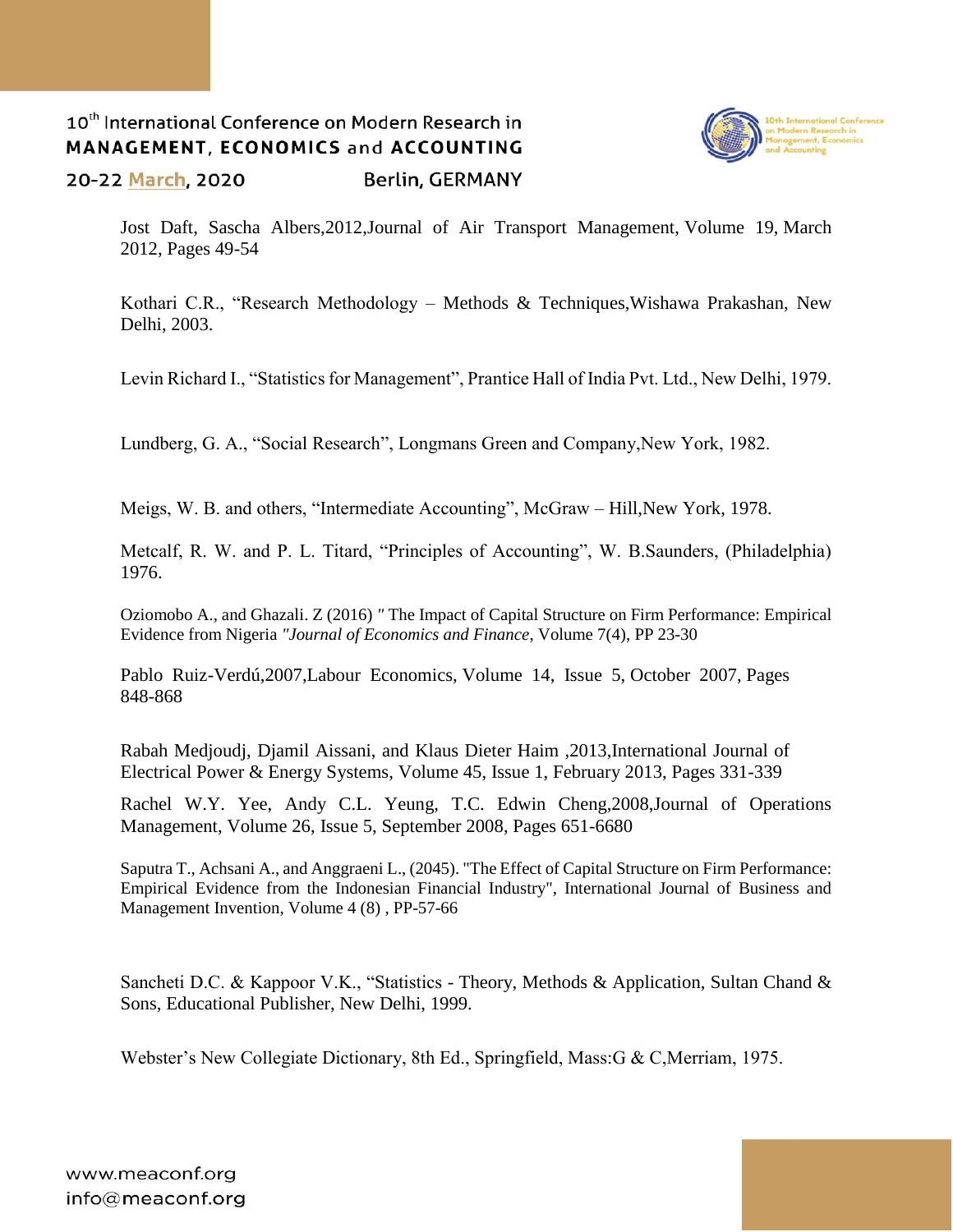Jost Daft, Sascha Albers,2012,Journal of Air Transport Management, Volume 19, March 2012, Pages 49-54

Kothari C.R., "Research Methodology – Methods & Techniques,Wishawa Prakashan, New Delhi, 2003.

Levin Richard I., "Statistics for Management", Prantice Hall of India Pvt. Ltd., New Delhi, 1979.

Lundberg, G. A., "Social Research", Longmans Green and Company,New York, 1982.

Meigs, W. B. and others, "Intermediate Accounting", McGraw – Hill,New York, 1978.

Metcalf, R. W. and P. L. Titard, "Principles of Accounting", W. B.Saunders, (Philadelphia) 1976.

Oziomobo A., and Ghazali. Z (2016) *"* The Impact of Capital Structure on Firm Performance: Empirical Evidence from Nigeria *"Journal of Economics and Finance*, Volume 7(4), PP 23-30

Pablo Ruiz-Verdú,2007,Labour Economics, Volume 14, Issue 5, October 2007, Pages 848-868

Rabah Medjoudj, Djamil Aissani, and Klaus Dieter Haim ,2013,International Journal of Electrical Power & Energy Systems, Volume 45, Issue 1, February 2013, Pages 331-339

Rachel W.Y. Yee, Andy C.L. Yeung, T.C. Edwin Cheng,2008,Journal of Operations Management, Volume 26, Issue 5, September 2008, Pages 651-6680

Saputra T., Achsani A., and Anggraeni L., (2045). "The Effect of Capital Structure on Firm Performance: Empirical Evidence from the Indonesian Financial Industry", International Journal of Business and Management Invention, Volume 4 (8) , PP-57-66

Sancheti D.C. & Kappoor V.K., "Statistics - Theory, Methods & Application, Sultan Chand & Sons, Educational Publisher, New Delhi, 1999.

Webster's New Collegiate Dictionary, 8th Ed., Springfield, Mass:G & C,Merriam, 1975.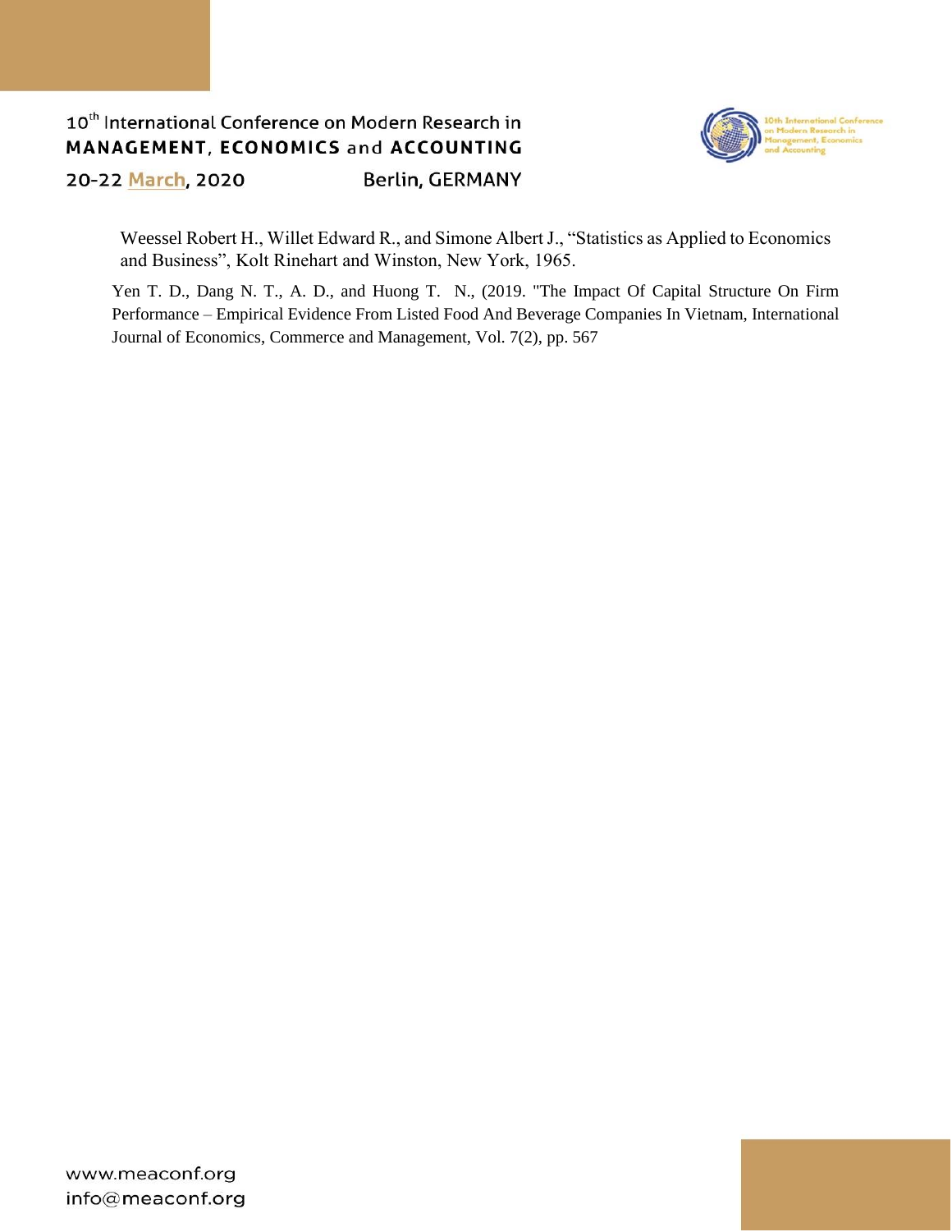Weessel Robert H., Willet Edward R., and Simone Albert J., “Statistics as Applied to Economics and Business”, Kolt Rinehart and Winston, New York, 1965.

Yen T. D., Dang N. T., A. D., and Huong T. N., (2019. "The Impact Of Capital Structure On Firm Performance – Empirical Evidence From Listed Food And Beverage Companies In Vietnam, International Journal of Economics, Commerce and Management, Vol. 7(2), pp. 567